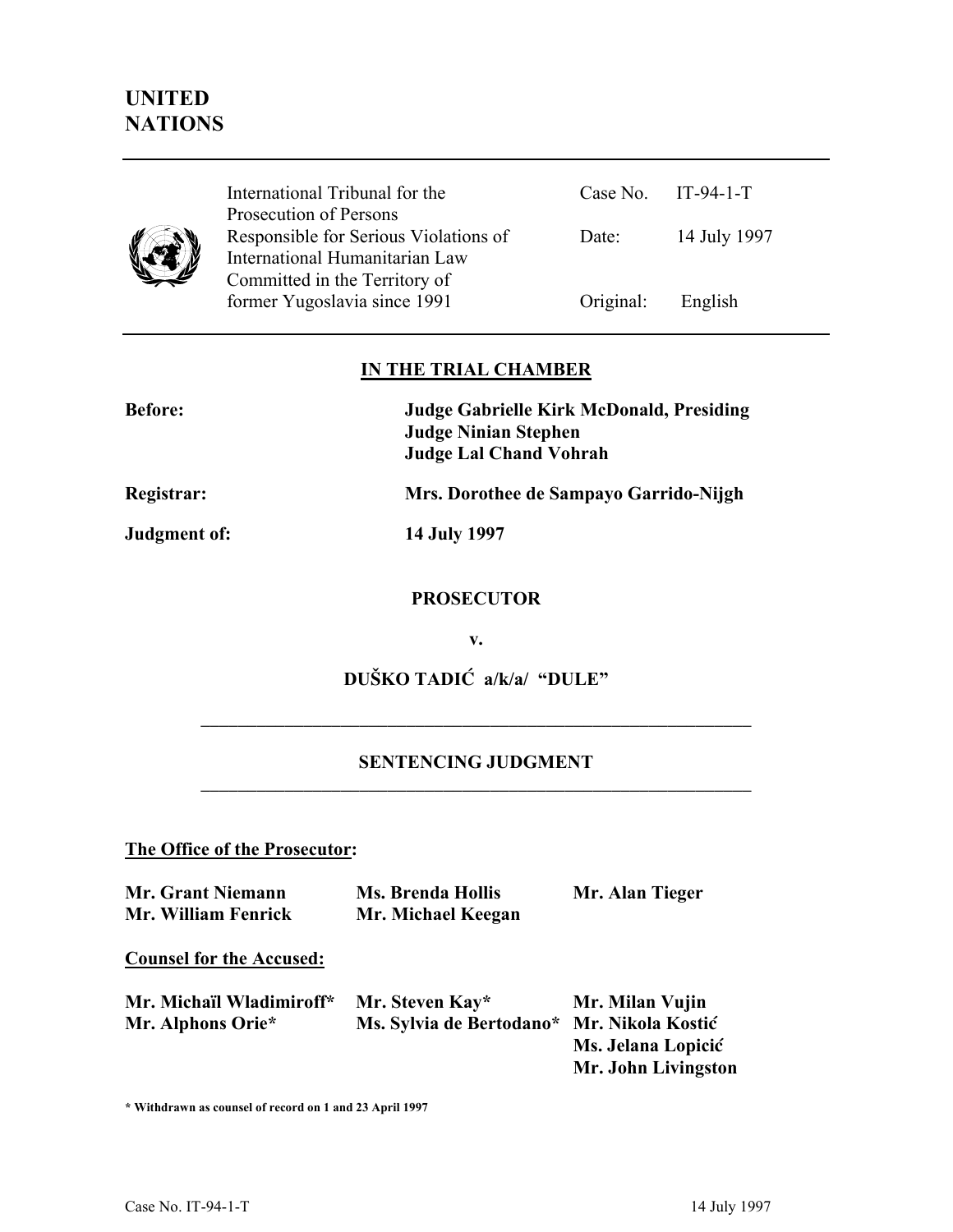# UNITED NATIONS

| International Tribunal for the Prosecution of Persons Responsible for Serious Violations of International Humanitarian Law Committed in the Territory of former Yugoslavia since 1991 | Case No. | IT-94-1-T |
|---|---|---|
| | Date: | 14 July 1997 |
| | Original: | English |

## IN THE TRIAL CHAMBER

**Before:** **Judge Gabrielle Kirk McDonald, Presiding**
**Judge Ninian Stephen**
**Judge Lal Chand Vohrah**

**Registrar:** **Mrs. Dorothee de Sampayo Garrido-Nijgh**

**Judgment of:** **14 July 1997**

**PROSECUTOR**

**v.**

**DUŠKO TADIĆ a/k/a/ "DULE"**

---

**SENTENCING JUDGMENT**

---

**The Office of the Prosecutor:**

**Mr. Grant Niemann** **Ms. Brenda Hollis** **Mr. Alan Tieger**
**Mr. William Fenrick** **Mr. Michael Keegan**

**Counsel for the Accused:**

**Mr. Michaïl Wladimiroff*** **Mr. Steven Kay*** **Mr. Milan Vujin**
**Mr. Alphons Orie*** **Ms. Sylvia de Bertodano*** **Mr. Nikola Kostić**
**Ms. Jelana Lopicić**
**Mr. John Livingston**

**\* Withdrawn as counsel of record on 1 and 23 April 1997**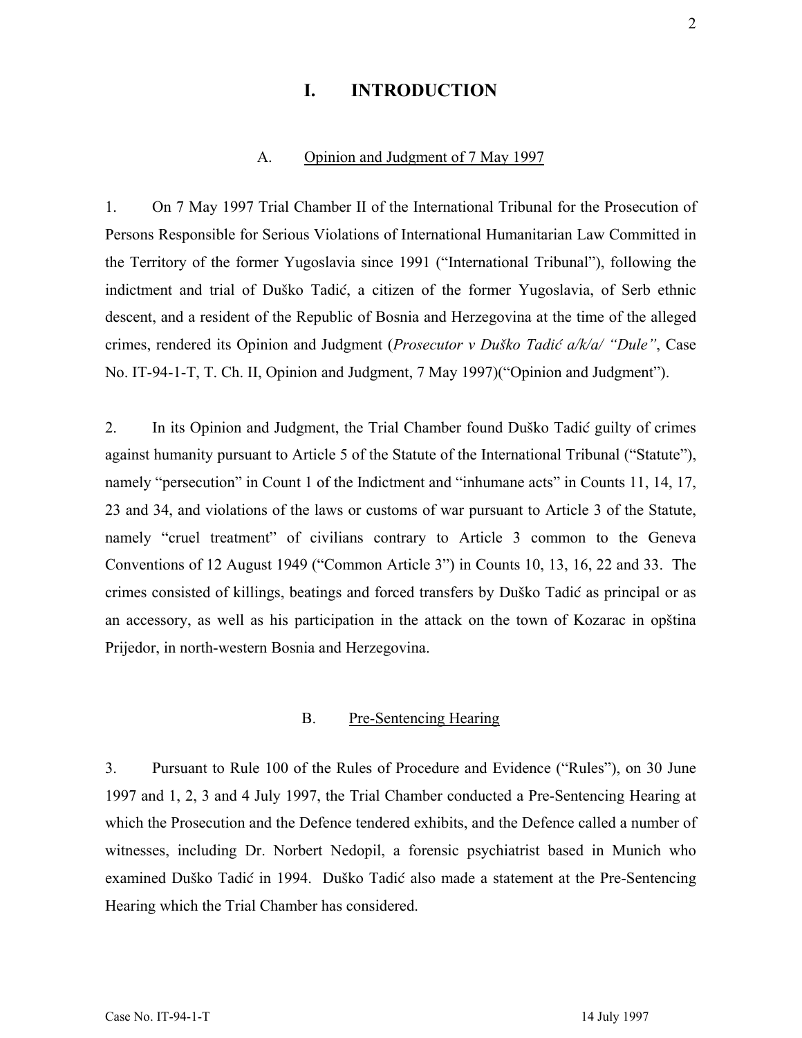# I. INTRODUCTION

## A. Opinion and Judgment of 7 May 1997

1. On 7 May 1997 Trial Chamber II of the International Tribunal for the Prosecution of Persons Responsible for Serious Violations of International Humanitarian Law Committed in the Territory of the former Yugoslavia since 1991 ("International Tribunal"), following the indictment and trial of Duško Tadić, a citizen of the former Yugoslavia, of Serb ethnic descent, and a resident of the Republic of Bosnia and Herzegovina at the time of the alleged crimes, rendered its Opinion and Judgment (*Prosecutor v Duško Tadić a/k/a/ "Dule"*, Case No. IT-94-1-T, T. Ch. II, Opinion and Judgment, 7 May 1997)("Opinion and Judgment").

2. In its Opinion and Judgment, the Trial Chamber found Duško Tadić guilty of crimes against humanity pursuant to Article 5 of the Statute of the International Tribunal ("Statute"), namely "persecution" in Count 1 of the Indictment and "inhumane acts" in Counts 11, 14, 17, 23 and 34, and violations of the laws or customs of war pursuant to Article 3 of the Statute, namely "cruel treatment" of civilians contrary to Article 3 common to the Geneva Conventions of 12 August 1949 ("Common Article 3") in Counts 10, 13, 16, 22 and 33. The crimes consisted of killings, beatings and forced transfers by Duško Tadić as principal or as an accessory, as well as his participation in the attack on the town of Kozarac in opština Prijedor, in north-western Bosnia and Herzegovina.

## B. Pre-Sentencing Hearing

3. Pursuant to Rule 100 of the Rules of Procedure and Evidence ("Rules"), on 30 June 1997 and 1, 2, 3 and 4 July 1997, the Trial Chamber conducted a Pre-Sentencing Hearing at which the Prosecution and the Defence tendered exhibits, and the Defence called a number of witnesses, including Dr. Norbert Nedopil, a forensic psychiatrist based in Munich who examined Duško Tadić in 1994. Duško Tadić also made a statement at the Pre-Sentencing Hearing which the Trial Chamber has considered.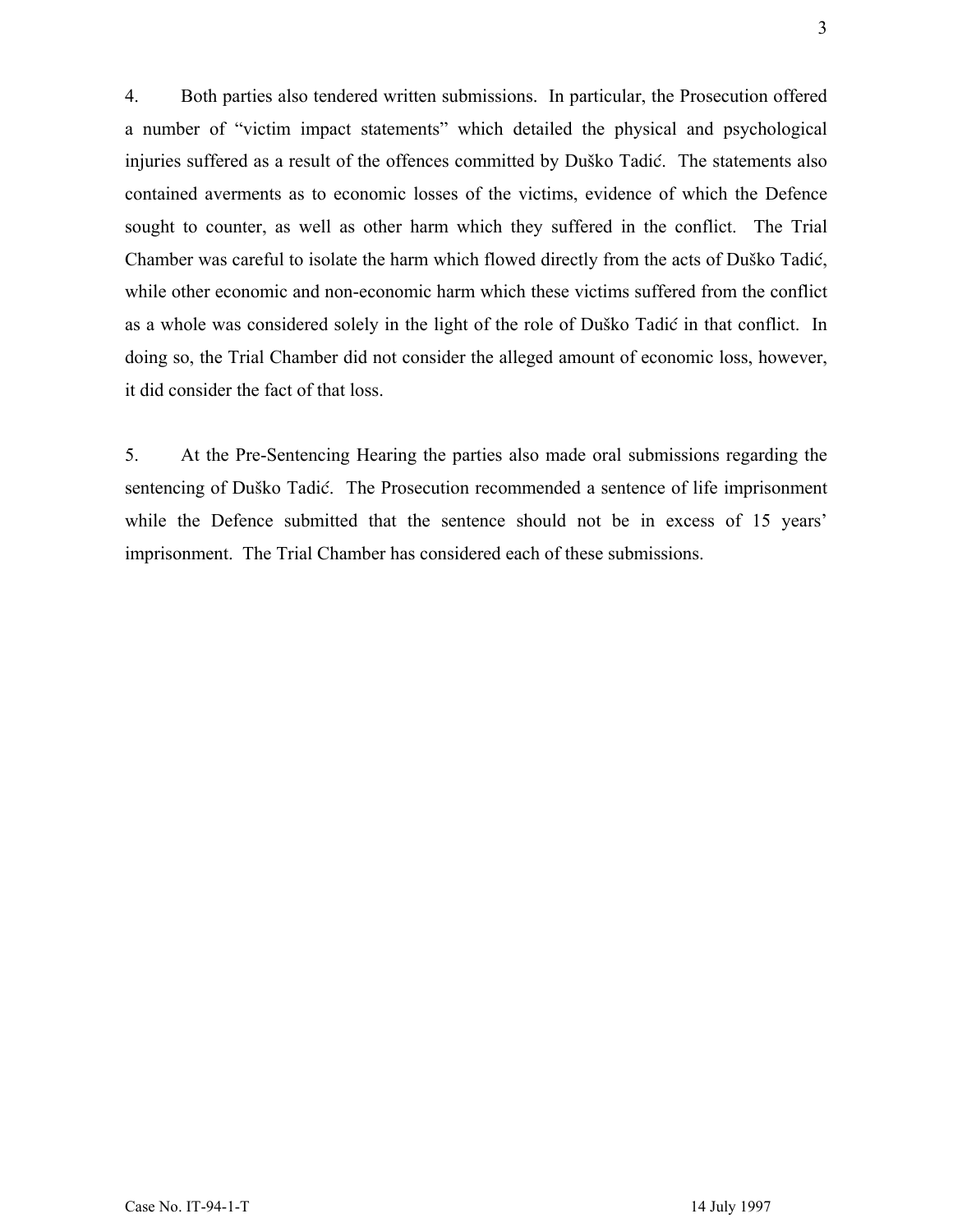4. Both parties also tendered written submissions. In particular, the Prosecution offered a number of "victim impact statements" which detailed the physical and psychological injuries suffered as a result of the offences committed by Duško Tadić. The statements also contained averments as to economic losses of the victims, evidence of which the Defence sought to counter, as well as other harm which they suffered in the conflict. The Trial Chamber was careful to isolate the harm which flowed directly from the acts of Duško Tadić, while other economic and non-economic harm which these victims suffered from the conflict as a whole was considered solely in the light of the role of Duško Tadić in that conflict. In doing so, the Trial Chamber did not consider the alleged amount of economic loss, however, it did consider the fact of that loss.

5. At the Pre-Sentencing Hearing the parties also made oral submissions regarding the sentencing of Duško Tadić. The Prosecution recommended a sentence of life imprisonment while the Defence submitted that the sentence should not be in excess of 15 years' imprisonment. The Trial Chamber has considered each of these submissions.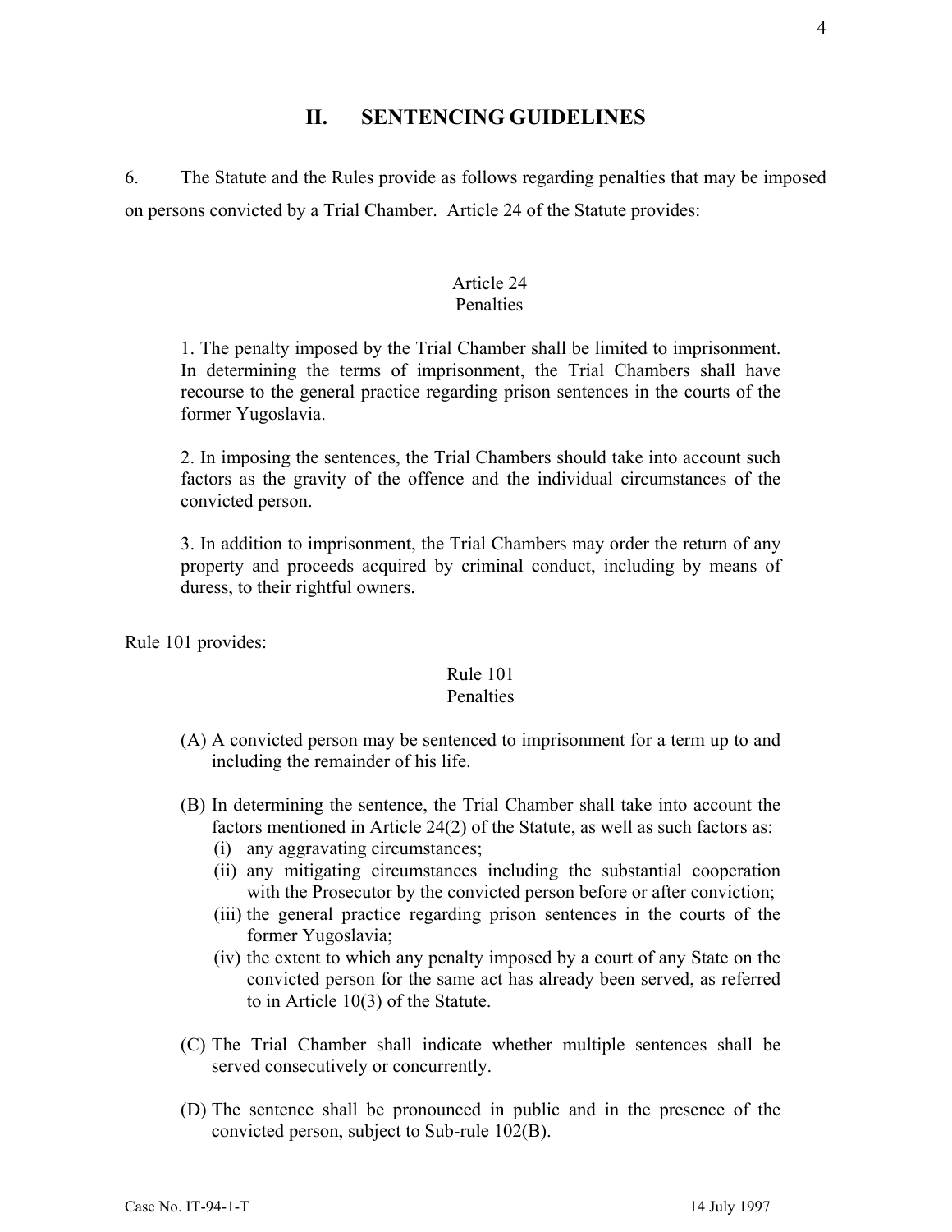## II. SENTENCING GUIDELINES

6. The Statute and the Rules provide as follows regarding penalties that may be imposed on persons convicted by a Trial Chamber. Article 24 of the Statute provides:

> Article 24
> Penalties
>
> 1. The penalty imposed by the Trial Chamber shall be limited to imprisonment. In determining the terms of imprisonment, the Trial Chambers shall have recourse to the general practice regarding prison sentences in the courts of the former Yugoslavia.
>
> 2. In imposing the sentences, the Trial Chambers should take into account such factors as the gravity of the offence and the individual circumstances of the convicted person.
>
> 3. In addition to imprisonment, the Trial Chambers may order the return of any property and proceeds acquired by criminal conduct, including by means of duress, to their rightful owners.

Rule 101 provides:

> Rule 101
> Penalties
>
> (A) A convicted person may be sentenced to imprisonment for a term up to and including the remainder of his life.
>
> (B) In determining the sentence, the Trial Chamber shall take into account the factors mentioned in Article 24(2) of the Statute, as well as such factors as:
> (i) any aggravating circumstances;
> (ii) any mitigating circumstances including the substantial cooperation with the Prosecutor by the convicted person before or after conviction;
> (iii) the general practice regarding prison sentences in the courts of the former Yugoslavia;
> (iv) the extent to which any penalty imposed by a court of any State on the convicted person for the same act has already been served, as referred to in Article 10(3) of the Statute.
>
> (C) The Trial Chamber shall indicate whether multiple sentences shall be served consecutively or concurrently.
>
> (D) The sentence shall be pronounced in public and in the presence of the convicted person, subject to Sub-rule 102(B).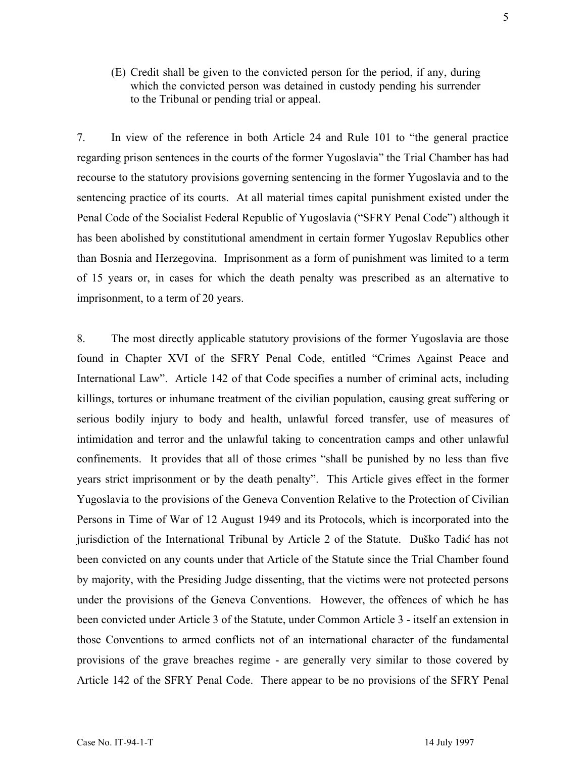(E) Credit shall be given to the convicted person for the period, if any, during which the convicted person was detained in custody pending his surrender to the Tribunal or pending trial or appeal.

7. In view of the reference in both Article 24 and Rule 101 to "the general practice regarding prison sentences in the courts of the former Yugoslavia" the Trial Chamber has had recourse to the statutory provisions governing sentencing in the former Yugoslavia and to the sentencing practice of its courts. At all material times capital punishment existed under the Penal Code of the Socialist Federal Republic of Yugoslavia ("SFRY Penal Code") although it has been abolished by constitutional amendment in certain former Yugoslav Republics other than Bosnia and Herzegovina. Imprisonment as a form of punishment was limited to a term of 15 years or, in cases for which the death penalty was prescribed as an alternative to imprisonment, to a term of 20 years.

8. The most directly applicable statutory provisions of the former Yugoslavia are those found in Chapter XVI of the SFRY Penal Code, entitled "Crimes Against Peace and International Law". Article 142 of that Code specifies a number of criminal acts, including killings, tortures or inhumane treatment of the civilian population, causing great suffering or serious bodily injury to body and health, unlawful forced transfer, use of measures of intimidation and terror and the unlawful taking to concentration camps and other unlawful confinements. It provides that all of those crimes "shall be punished by no less than five years strict imprisonment or by the death penalty". This Article gives effect in the former Yugoslavia to the provisions of the Geneva Convention Relative to the Protection of Civilian Persons in Time of War of 12 August 1949 and its Protocols, which is incorporated into the jurisdiction of the International Tribunal by Article 2 of the Statute. Duško Tadić has not been convicted on any counts under that Article of the Statute since the Trial Chamber found by majority, with the Presiding Judge dissenting, that the victims were not protected persons under the provisions of the Geneva Conventions. However, the offences of which he has been convicted under Article 3 of the Statute, under Common Article 3 - itself an extension in those Conventions to armed conflicts not of an international character of the fundamental provisions of the grave breaches regime - are generally very similar to those covered by Article 142 of the SFRY Penal Code. There appear to be no provisions of the SFRY Penal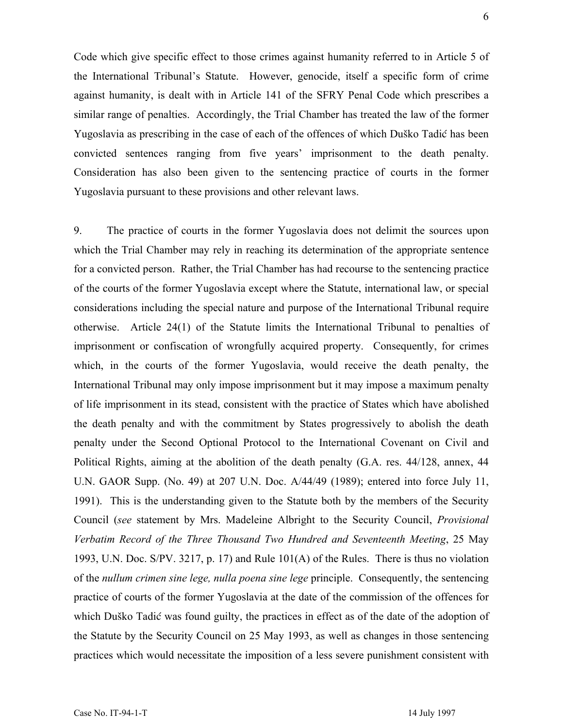Code which give specific effect to those crimes against humanity referred to in Article 5 of the International Tribunal's Statute. However, genocide, itself a specific form of crime against humanity, is dealt with in Article 141 of the SFRY Penal Code which prescribes a similar range of penalties. Accordingly, the Trial Chamber has treated the law of the former Yugoslavia as prescribing in the case of each of the offences of which Duško Tadić has been convicted sentences ranging from five years' imprisonment to the death penalty. Consideration has also been given to the sentencing practice of courts in the former Yugoslavia pursuant to these provisions and other relevant laws.

9. The practice of courts in the former Yugoslavia does not delimit the sources upon which the Trial Chamber may rely in reaching its determination of the appropriate sentence for a convicted person. Rather, the Trial Chamber has had recourse to the sentencing practice of the courts of the former Yugoslavia except where the Statute, international law, or special considerations including the special nature and purpose of the International Tribunal require otherwise. Article 24(1) of the Statute limits the International Tribunal to penalties of imprisonment or confiscation of wrongfully acquired property. Consequently, for crimes which, in the courts of the former Yugoslavia, would receive the death penalty, the International Tribunal may only impose imprisonment but it may impose a maximum penalty of life imprisonment in its stead, consistent with the practice of States which have abolished the death penalty and with the commitment by States progressively to abolish the death penalty under the Second Optional Protocol to the International Covenant on Civil and Political Rights, aiming at the abolition of the death penalty (G.A. res. 44/128, annex, 44 U.N. GAOR Supp. (No. 49) at 207 U.N. Doc. A/44/49 (1989); entered into force July 11, 1991). This is the understanding given to the Statute both by the members of the Security Council (*see* statement by Mrs. Madeleine Albright to the Security Council, *Provisional Verbatim Record of the Three Thousand Two Hundred and Seventeenth Meeting*, 25 May 1993, U.N. Doc. S/PV. 3217, p. 17) and Rule 101(A) of the Rules. There is thus no violation of the *nullum crimen sine lege, nulla poena sine lege* principle. Consequently, the sentencing practice of courts of the former Yugoslavia at the date of the commission of the offences for which Duško Tadić was found guilty, the practices in effect as of the date of the adoption of the Statute by the Security Council on 25 May 1993, as well as changes in those sentencing practices which would necessitate the imposition of a less severe punishment consistent with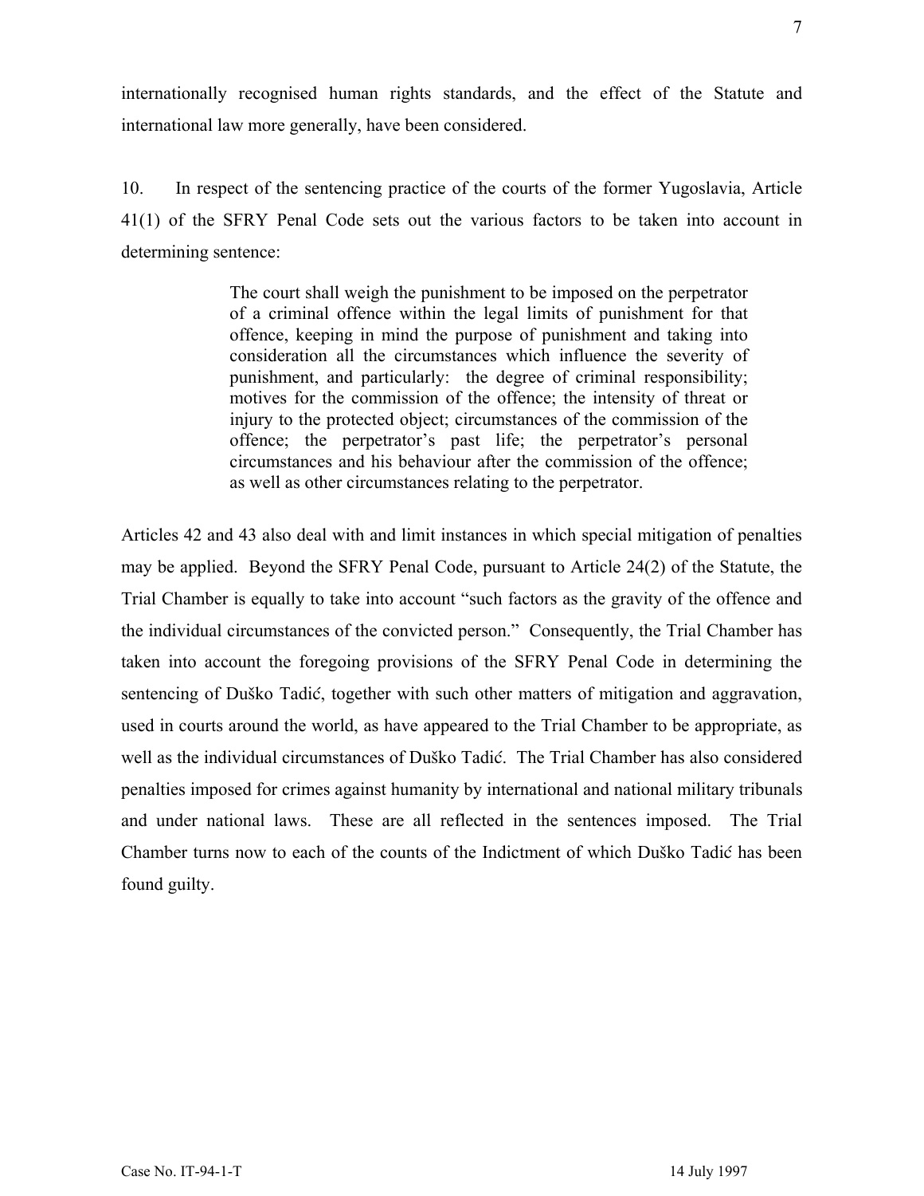internationally recognised human rights standards, and the effect of the Statute and international law more generally, have been considered.

10. In respect of the sentencing practice of the courts of the former Yugoslavia, Article 41(1) of the SFRY Penal Code sets out the various factors to be taken into account in determining sentence:

> The court shall weigh the punishment to be imposed on the perpetrator of a criminal offence within the legal limits of punishment for that offence, keeping in mind the purpose of punishment and taking into consideration all the circumstances which influence the severity of punishment, and particularly: the degree of criminal responsibility; motives for the commission of the offence; the intensity of threat or injury to the protected object; circumstances of the commission of the offence; the perpetrator's past life; the perpetrator's personal circumstances and his behaviour after the commission of the offence; as well as other circumstances relating to the perpetrator.

Articles 42 and 43 also deal with and limit instances in which special mitigation of penalties may be applied. Beyond the SFRY Penal Code, pursuant to Article 24(2) of the Statute, the Trial Chamber is equally to take into account "such factors as the gravity of the offence and the individual circumstances of the convicted person." Consequently, the Trial Chamber has taken into account the foregoing provisions of the SFRY Penal Code in determining the sentencing of Duško Tadić, together with such other matters of mitigation and aggravation, used in courts around the world, as have appeared to the Trial Chamber to be appropriate, as well as the individual circumstances of Duško Tadić. The Trial Chamber has also considered penalties imposed for crimes against humanity by international and national military tribunals and under national laws. These are all reflected in the sentences imposed. The Trial Chamber turns now to each of the counts of the Indictment of which Duško Tadić has been found guilty.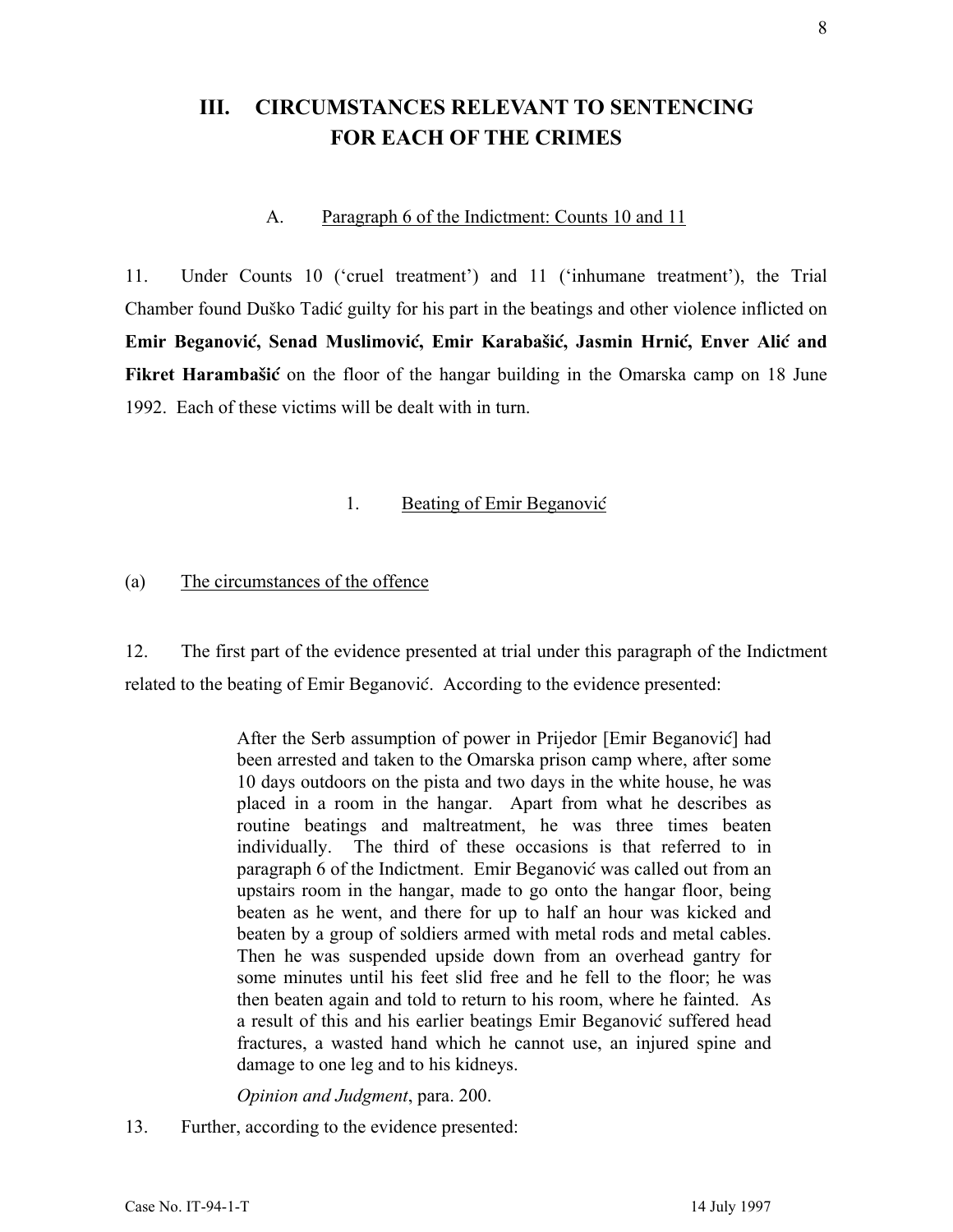## III. CIRCUMSTANCES RELEVANT TO SENTENCING FOR EACH OF THE CRIMES

### A. Paragraph 6 of the Indictment: Counts 10 and 11

11. Under Counts 10 ('cruel treatment') and 11 ('inhumane treatment'), the Trial Chamber found Duško Tadić guilty for his part in the beatings and other violence inflicted on **Emir Beganović, Senad Muslimović, Emir Karabašić, Jasmin Hrnić, Enver Alić and Fikret Harambašić** on the floor of the hangar building in the Omarska camp on 18 June 1992. Each of these victims will be dealt with in turn.

#### 1. Beating of Emir Beganović

(a) The circumstances of the offence

12. The first part of the evidence presented at trial under this paragraph of the Indictment related to the beating of Emir Beganović. According to the evidence presented:

> After the Serb assumption of power in Prijedor [Emir Beganović] had been arrested and taken to the Omarska prison camp where, after some 10 days outdoors on the pista and two days in the white house, he was placed in a room in the hangar. Apart from what he describes as routine beatings and maltreatment, he was three times beaten individually. The third of these occasions is that referred to in paragraph 6 of the Indictment. Emir Beganović was called out from an upstairs room in the hangar, made to go onto the hangar floor, being beaten as he went, and there for up to half an hour was kicked and beaten by a group of soldiers armed with metal rods and metal cables. Then he was suspended upside down from an overhead gantry for some minutes until his feet slid free and he fell to the floor; he was then beaten again and told to return to his room, where he fainted. As a result of this and his earlier beatings Emir Beganović suffered head fractures, a wasted hand which he cannot use, an injured spine and damage to one leg and to his kidneys.
>
> *Opinion and Judgment*, para. 200.

13. Further, according to the evidence presented: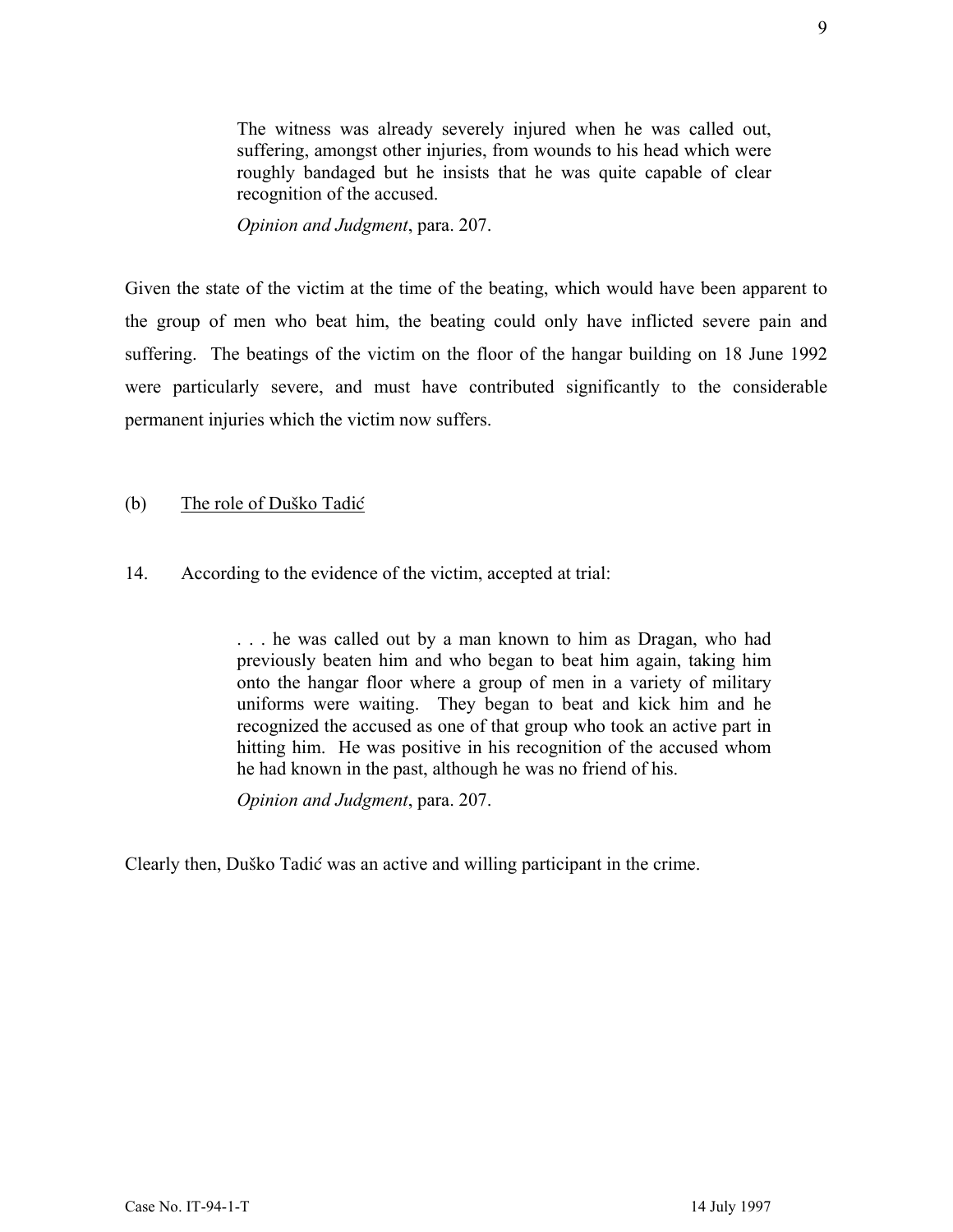> The witness was already severely injured when he was called out, suffering, amongst other injuries, from wounds to his head which were roughly bandaged but he insists that he was quite capable of clear recognition of the accused.
>
> *Opinion and Judgment*, para. 207.

Given the state of the victim at the time of the beating, which would have been apparent to the group of men who beat him, the beating could only have inflicted severe pain and suffering. The beatings of the victim on the floor of the hangar building on 18 June 1992 were particularly severe, and must have contributed significantly to the considerable permanent injuries which the victim now suffers.

(b) The role of Duško Tadić

14. According to the evidence of the victim, accepted at trial:

> . . . he was called out by a man known to him as Dragan, who had previously beaten him and who began to beat him again, taking him onto the hangar floor where a group of men in a variety of military uniforms were waiting. They began to beat and kick him and he recognized the accused as one of that group who took an active part in hitting him. He was positive in his recognition of the accused whom he had known in the past, although he was no friend of his.
>
> *Opinion and Judgment*, para. 207.

Clearly then, Duško Tadić was an active and willing participant in the crime.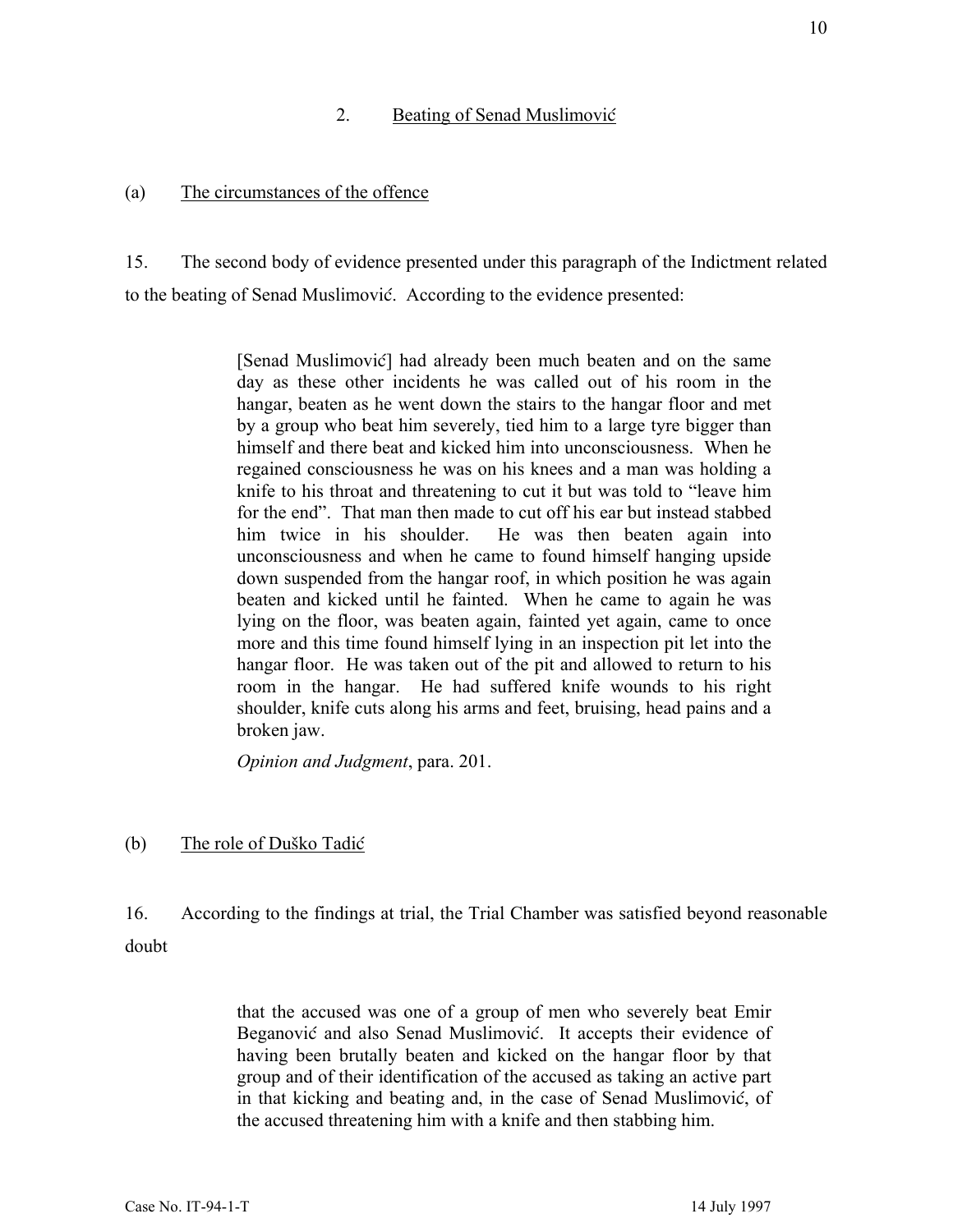## 2. Beating of Senad Muslimović

### (a) The circumstances of the offence

15. The second body of evidence presented under this paragraph of the Indictment related to the beating of Senad Muslimović. According to the evidence presented:

> [Senad Muslimović] had already been much beaten and on the same day as these other incidents he was called out of his room in the hangar, beaten as he went down the stairs to the hangar floor and met by a group who beat him severely, tied him to a large tyre bigger than himself and there beat and kicked him into unconsciousness. When he regained consciousness he was on his knees and a man was holding a knife to his throat and threatening to cut it but was told to "leave him for the end". That man then made to cut off his ear but instead stabbed him twice in his shoulder. He was then beaten again into unconsciousness and when he came to found himself hanging upside down suspended from the hangar roof, in which position he was again beaten and kicked until he fainted. When he came to again he was lying on the floor, was beaten again, fainted yet again, came to once more and this time found himself lying in an inspection pit let into the hangar floor. He was taken out of the pit and allowed to return to his room in the hangar. He had suffered knife wounds to his right shoulder, knife cuts along his arms and feet, bruising, head pains and a broken jaw.
>
> *Opinion and Judgment*, para. 201.

### (b) The role of Duško Tadić

16. According to the findings at trial, the Trial Chamber was satisfied beyond reasonable doubt

> that the accused was one of a group of men who severely beat Emir Beganović and also Senad Muslimović. It accepts their evidence of having been brutally beaten and kicked on the hangar floor by that group and of their identification of the accused as taking an active part in that kicking and beating and, in the case of Senad Muslimović, of the accused threatening him with a knife and then stabbing him.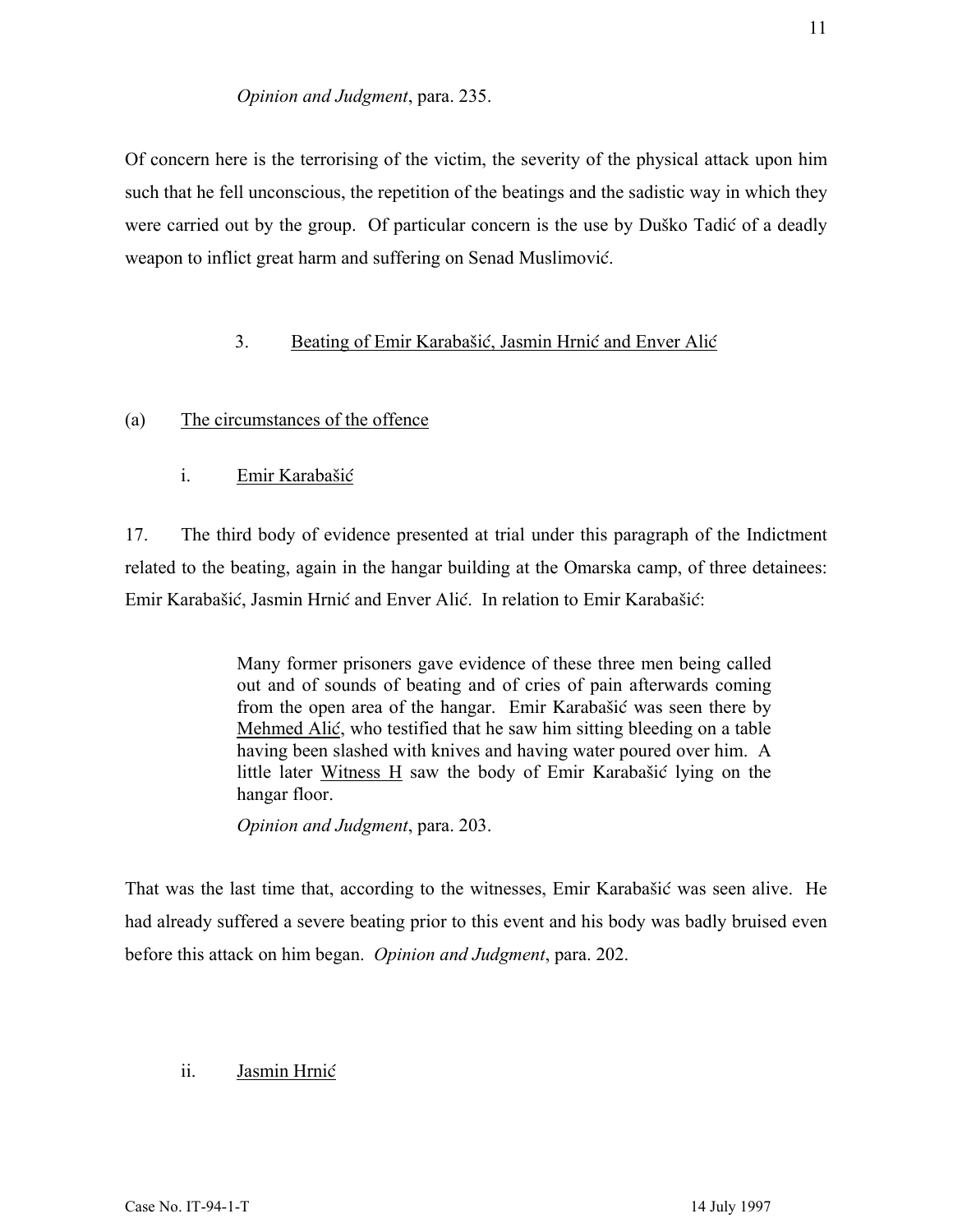*Opinion and Judgment*, para. 235.

Of concern here is the terrorising of the victim, the severity of the physical attack upon him such that he fell unconscious, the repetition of the beatings and the sadistic way in which they were carried out by the group. Of particular concern is the use by Duško Tadić of a deadly weapon to inflict great harm and suffering on Senad Muslimović.

### 3. Beating of Emir Karabašić, Jasmin Hrnić and Enver Alić

#### (a) The circumstances of the offence

##### i. Emir Karabašić

17. The third body of evidence presented at trial under this paragraph of the Indictment related to the beating, again in the hangar building at the Omarska camp, of three detainees: Emir Karabašić, Jasmin Hrnić and Enver Alić. In relation to Emir Karabašić:

> Many former prisoners gave evidence of these three men being called out and of sounds of beating and of cries of pain afterwards coming from the open area of the hangar. Emir Karabašić was seen there by Mehmed Alić, who testified that he saw him sitting bleeding on a table having been slashed with knives and having water poured over him. A little later Witness H saw the body of Emir Karabašić lying on the hangar floor.
>
> *Opinion and Judgment*, para. 203.

That was the last time that, according to the witnesses, Emir Karabašić was seen alive. He had already suffered a severe beating prior to this event and his body was badly bruised even before this attack on him began. *Opinion and Judgment*, para. 202.

##### ii. Jasmin Hrnić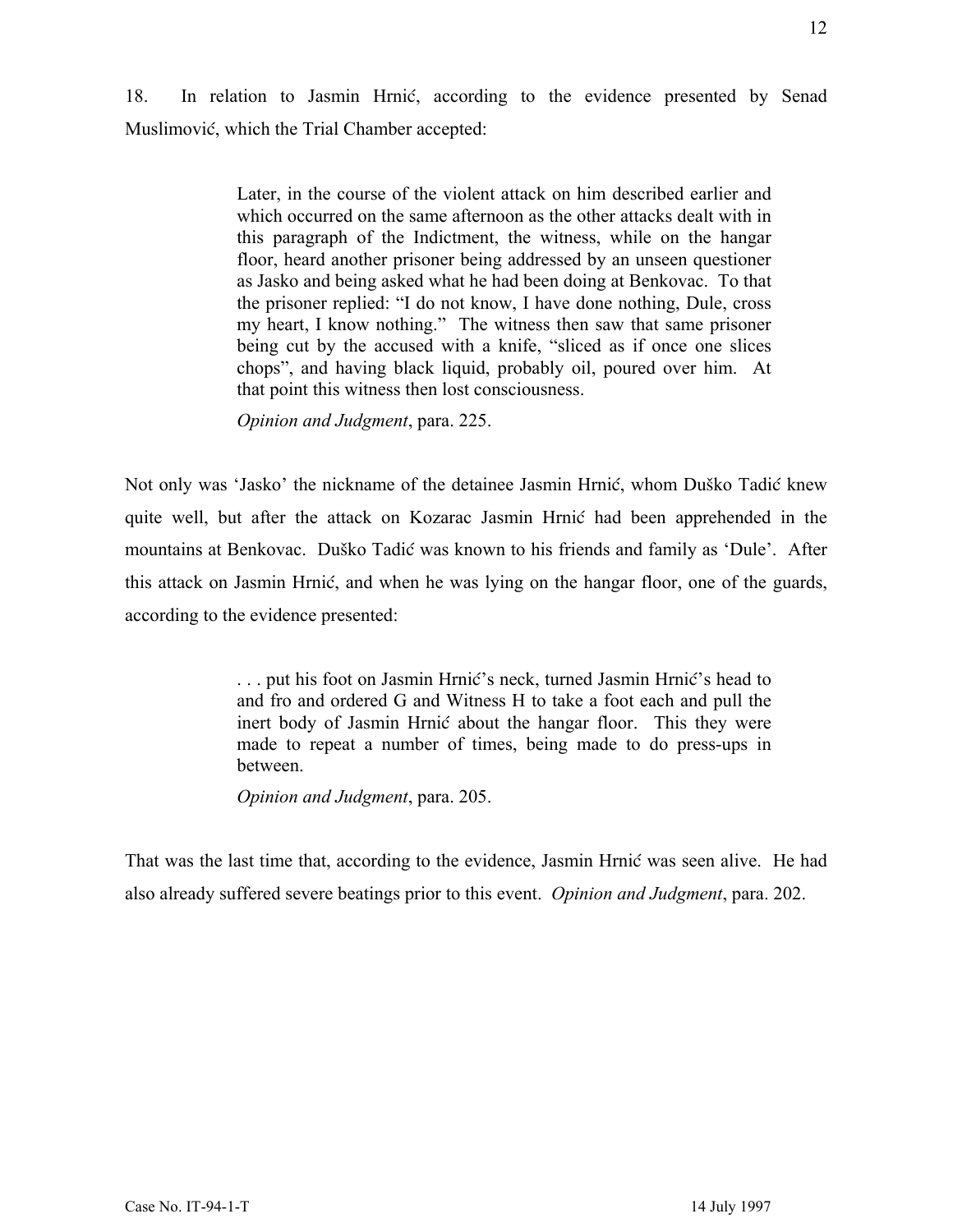18. In relation to Jasmin Hrnić, according to the evidence presented by Senad Muslimović, which the Trial Chamber accepted:

> Later, in the course of the violent attack on him described earlier and which occurred on the same afternoon as the other attacks dealt with in this paragraph of the Indictment, the witness, while on the hangar floor, heard another prisoner being addressed by an unseen questioner as Jasko and being asked what he had been doing at Benkovac. To that the prisoner replied: "I do not know, I have done nothing, Dule, cross my heart, I know nothing." The witness then saw that same prisoner being cut by the accused with a knife, "sliced as if once one slices chops", and having black liquid, probably oil, poured over him. At that point this witness then lost consciousness.
>
> *Opinion and Judgment*, para. 225.

Not only was 'Jasko' the nickname of the detainee Jasmin Hrnić, whom Duško Tadić knew quite well, but after the attack on Kozarac Jasmin Hrnić had been apprehended in the mountains at Benkovac. Duško Tadić was known to his friends and family as 'Dule'. After this attack on Jasmin Hrnić, and when he was lying on the hangar floor, one of the guards, according to the evidence presented:

> . . . put his foot on Jasmin Hrnić's neck, turned Jasmin Hrnić's head to and fro and ordered G and Witness H to take a foot each and pull the inert body of Jasmin Hrnić about the hangar floor. This they were made to repeat a number of times, being made to do press-ups in between.
>
> *Opinion and Judgment*, para. 205.

That was the last time that, according to the evidence, Jasmin Hrnić was seen alive. He had also already suffered severe beatings prior to this event. *Opinion and Judgment*, para. 202.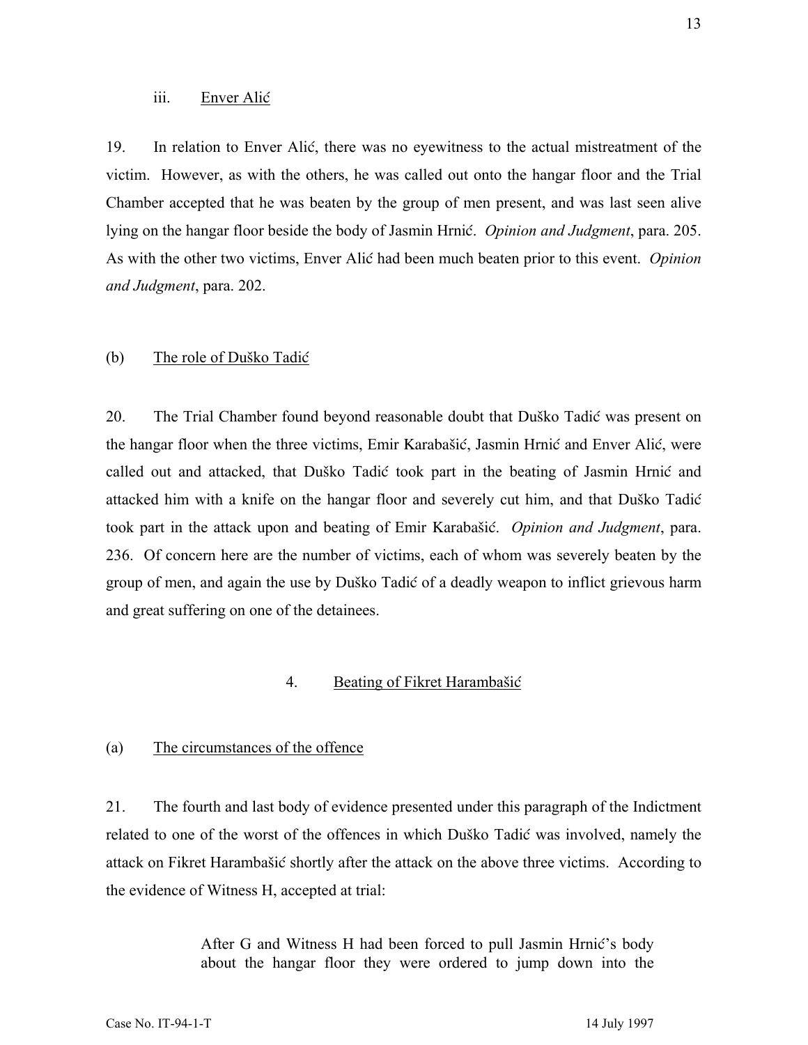iii. Enver Alić

19. In relation to Enver Alić, there was no eyewitness to the actual mistreatment of the victim. However, as with the others, he was called out onto the hangar floor and the Trial Chamber accepted that he was beaten by the group of men present, and was last seen alive lying on the hangar floor beside the body of Jasmin Hrnić. *Opinion and Judgment*, para. 205. As with the other two victims, Enver Alić had been much beaten prior to this event. *Opinion and Judgment*, para. 202.

(b) The role of Duško Tadić

20. The Trial Chamber found beyond reasonable doubt that Duško Tadić was present on the hangar floor when the three victims, Emir Karabašić, Jasmin Hrnić and Enver Alić, were called out and attacked, that Duško Tadić took part in the beating of Jasmin Hrnić and attacked him with a knife on the hangar floor and severely cut him, and that Duško Tadić took part in the attack upon and beating of Emir Karabašić. *Opinion and Judgment*, para. 236. Of concern here are the number of victims, each of whom was severely beaten by the group of men, and again the use by Duško Tadić of a deadly weapon to inflict grievous harm and great suffering on one of the detainees.

4. Beating of Fikret Harambašić

(a) The circumstances of the offence

21. The fourth and last body of evidence presented under this paragraph of the Indictment related to one of the worst of the offences in which Duško Tadić was involved, namely the attack on Fikret Harambašić shortly after the attack on the above three victims. According to the evidence of Witness H, accepted at trial:

> After G and Witness H had been forced to pull Jasmin Hrnić's body about the hangar floor they were ordered to jump down into the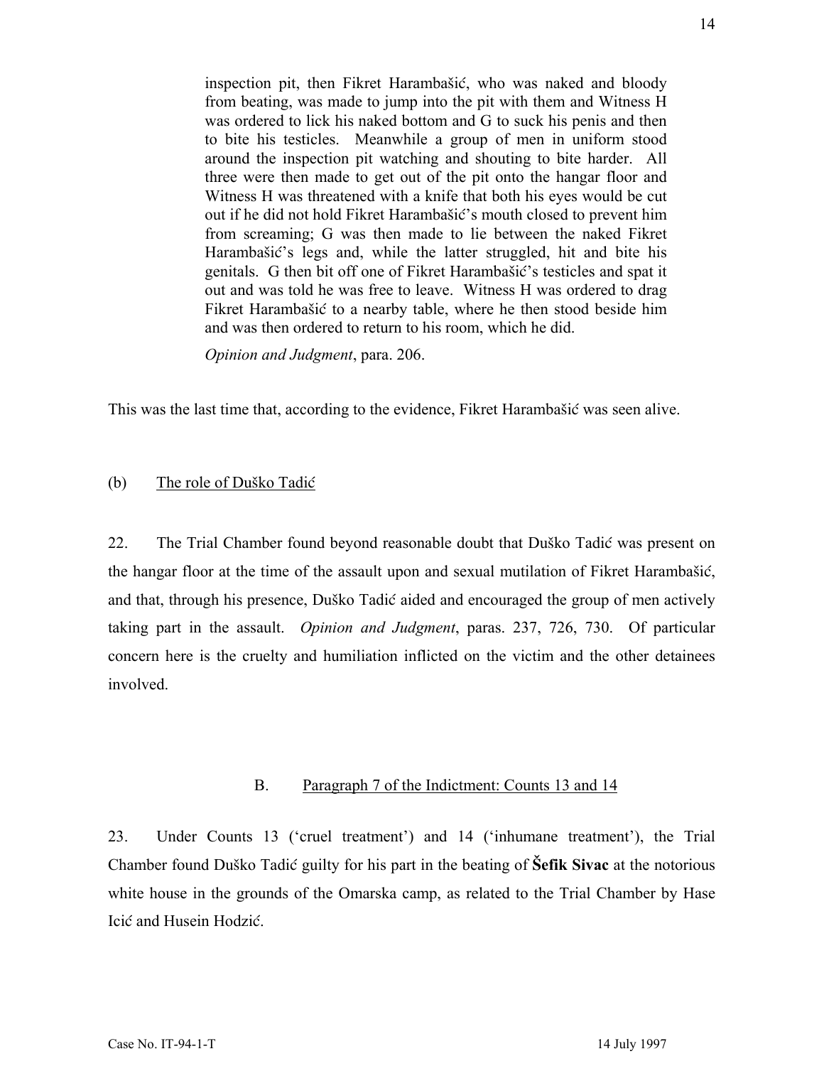> inspection pit, then Fikret Harambašić, who was naked and bloody from beating, was made to jump into the pit with them and Witness H was ordered to lick his naked bottom and G to suck his penis and then to bite his testicles. Meanwhile a group of men in uniform stood around the inspection pit watching and shouting to bite harder. All three were then made to get out of the pit onto the hangar floor and Witness H was threatened with a knife that both his eyes would be cut out if he did not hold Fikret Harambašić's mouth closed to prevent him from screaming; G was then made to lie between the naked Fikret Harambašić's legs and, while the latter struggled, hit and bite his genitals. G then bit off one of Fikret Harambašić's testicles and spat it out and was told he was free to leave. Witness H was ordered to drag Fikret Harambašić to a nearby table, where he then stood beside him and was then ordered to return to his room, which he did.
>
> *Opinion and Judgment*, para. 206.

This was the last time that, according to the evidence, Fikret Harambašić was seen alive.

### (b) The role of Duško Tadić

22. The Trial Chamber found beyond reasonable doubt that Duško Tadić was present on the hangar floor at the time of the assault upon and sexual mutilation of Fikret Harambašić, and that, through his presence, Duško Tadić aided and encouraged the group of men actively taking part in the assault. *Opinion and Judgment*, paras. 237, 726, 730. Of particular concern here is the cruelty and humiliation inflicted on the victim and the other detainees involved.

## B. Paragraph 7 of the Indictment: Counts 13 and 14

23. Under Counts 13 ('cruel treatment') and 14 ('inhumane treatment'), the Trial Chamber found Duško Tadić guilty for his part in the beating of **Šefik Sivac** at the notorious white house in the grounds of the Omarska camp, as related to the Trial Chamber by Hase Icić and Husein Hodzić.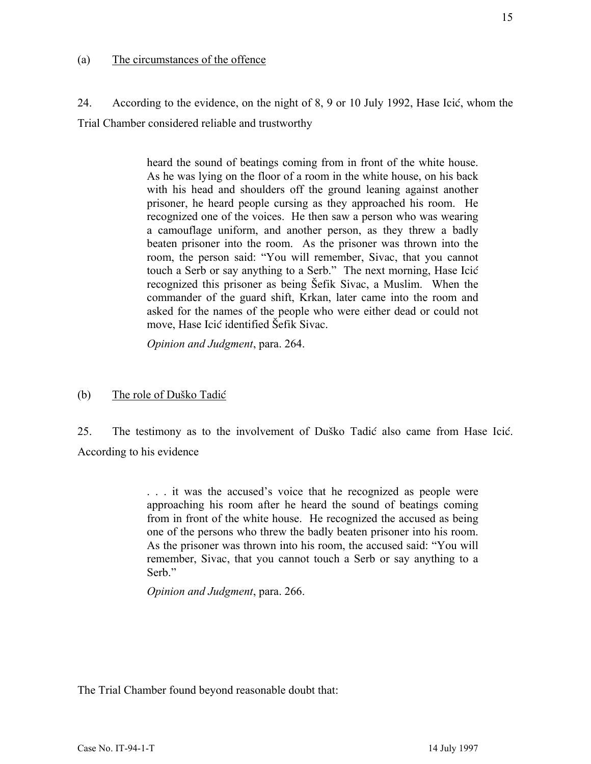(a) The circumstances of the offence

24. According to the evidence, on the night of 8, 9 or 10 July 1992, Hase Icić, whom the Trial Chamber considered reliable and trustworthy

> heard the sound of beatings coming from in front of the white house. As he was lying on the floor of a room in the white house, on his back with his head and shoulders off the ground leaning against another prisoner, he heard people cursing as they approached his room. He recognized one of the voices. He then saw a person who was wearing a camouflage uniform, and another person, as they threw a badly beaten prisoner into the room. As the prisoner was thrown into the room, the person said: "You will remember, Sivac, that you cannot touch a Serb or say anything to a Serb." The next morning, Hase Icić recognized this prisoner as being Šefik Sivac, a Muslim. When the commander of the guard shift, Krkan, later came into the room and asked for the names of the people who were either dead or could not move, Hase Icić identified Šefik Sivac.
>
> *Opinion and Judgment*, para. 264.

(b) The role of Duško Tadić

25. The testimony as to the involvement of Duško Tadić also came from Hase Icić. According to his evidence

> . . . it was the accused's voice that he recognized as people were approaching his room after he heard the sound of beatings coming from in front of the white house. He recognized the accused as being one of the persons who threw the badly beaten prisoner into his room. As the prisoner was thrown into his room, the accused said: "You will remember, Sivac, that you cannot touch a Serb or say anything to a Serb."
>
> *Opinion and Judgment*, para. 266.

The Trial Chamber found beyond reasonable doubt that: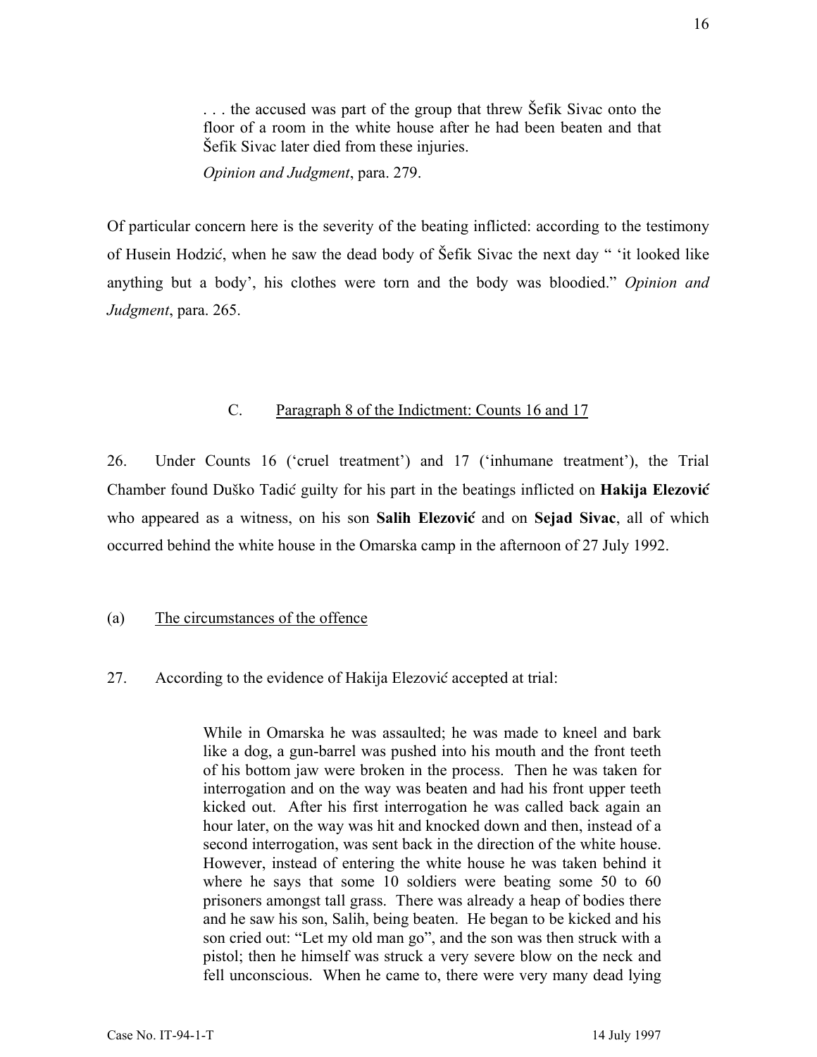> . . . the accused was part of the group that threw Šefik Sivac onto the floor of a room in the white house after he had been beaten and that Šefik Sivac later died from these injuries.
>
> *Opinion and Judgment*, para. 279.

Of particular concern here is the severity of the beating inflicted: according to the testimony of Husein Hodzić, when he saw the dead body of Šefik Sivac the next day " 'it looked like anything but a body', his clothes were torn and the body was bloodied." *Opinion and Judgment*, para. 265.

### C. Paragraph 8 of the Indictment: Counts 16 and 17

26. Under Counts 16 ('cruel treatment') and 17 ('inhumane treatment'), the Trial Chamber found Duško Tadić guilty for his part in the beatings inflicted on **Hakija Elezović** who appeared as a witness, on his son **Salih Elezović** and on **Sejad Sivac**, all of which occurred behind the white house in the Omarska camp in the afternoon of 27 July 1992.

#### (a) The circumstances of the offence

27. According to the evidence of Hakija Elezović accepted at trial:

> While in Omarska he was assaulted; he was made to kneel and bark like a dog, a gun-barrel was pushed into his mouth and the front teeth of his bottom jaw were broken in the process. Then he was taken for interrogation and on the way was beaten and had his front upper teeth kicked out. After his first interrogation he was called back again an hour later, on the way was hit and knocked down and then, instead of a second interrogation, was sent back in the direction of the white house. However, instead of entering the white house he was taken behind it where he says that some 10 soldiers were beating some 50 to 60 prisoners amongst tall grass. There was already a heap of bodies there and he saw his son, Salih, being beaten. He began to be kicked and his son cried out: "Let my old man go", and the son was then struck with a pistol; then he himself was struck a very severe blow on the neck and fell unconscious. When he came to, there were very many dead lying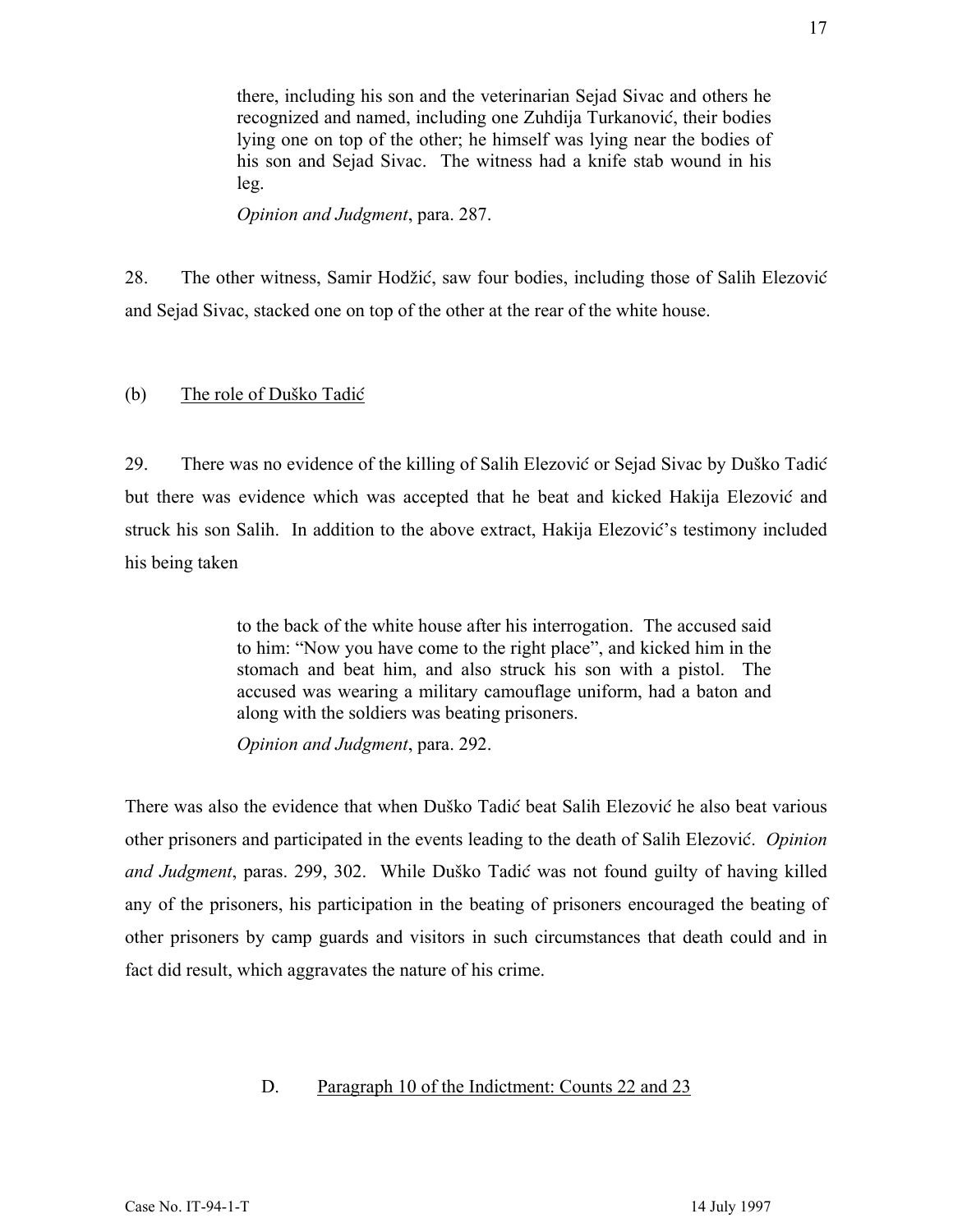> there, including his son and the veterinarian Sejad Sivac and others he recognized and named, including one Zuhdija Turkanović, their bodies lying one on top of the other; he himself was lying near the bodies of his son and Sejad Sivac. The witness had a knife stab wound in his leg.
>
> *Opinion and Judgment*, para. 287.

28. The other witness, Samir Hodžić, saw four bodies, including those of Salih Elezović and Sejad Sivac, stacked one on top of the other at the rear of the white house.

(b) The role of Duško Tadić

29. There was no evidence of the killing of Salih Elezović or Sejad Sivac by Duško Tadić but there was evidence which was accepted that he beat and kicked Hakija Elezović and struck his son Salih. In addition to the above extract, Hakija Elezović's testimony included his being taken

> to the back of the white house after his interrogation. The accused said to him: "Now you have come to the right place", and kicked him in the stomach and beat him, and also struck his son with a pistol. The accused was wearing a military camouflage uniform, had a baton and along with the soldiers was beating prisoners.
>
> *Opinion and Judgment*, para. 292.

There was also the evidence that when Duško Tadić beat Salih Elezović he also beat various other prisoners and participated in the events leading to the death of Salih Elezović. *Opinion and Judgment*, paras. 299, 302. While Duško Tadić was not found guilty of having killed any of the prisoners, his participation in the beating of prisoners encouraged the beating of other prisoners by camp guards and visitors in such circumstances that death could and in fact did result, which aggravates the nature of his crime.

D. Paragraph 10 of the Indictment: Counts 22 and 23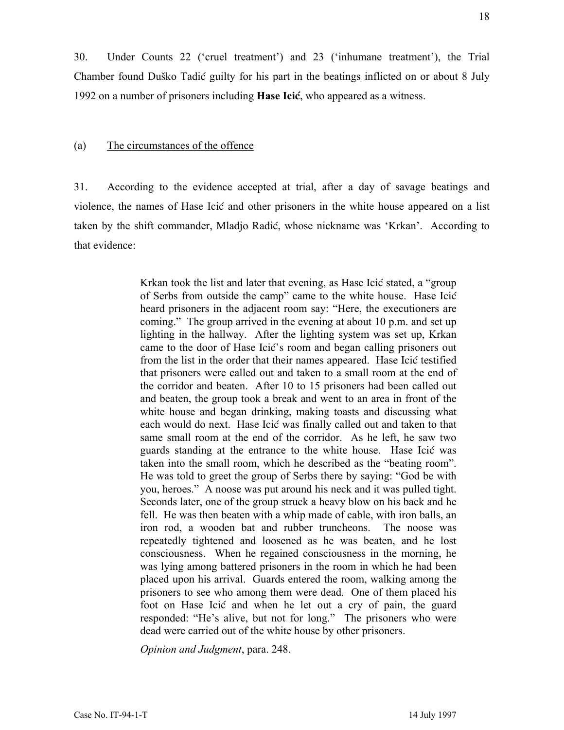30. Under Counts 22 ('cruel treatment') and 23 ('inhumane treatment'), the Trial Chamber found Duško Tadić guilty for his part in the beatings inflicted on or about 8 July 1992 on a number of prisoners including **Hase Icić**, who appeared as a witness.

(a) The circumstances of the offence

31. According to the evidence accepted at trial, after a day of savage beatings and violence, the names of Hase Icić and other prisoners in the white house appeared on a list taken by the shift commander, Mladjo Radić, whose nickname was 'Krkan'. According to that evidence:

> Krkan took the list and later that evening, as Hase Icić stated, a "group of Serbs from outside the camp" came to the white house. Hase Icić heard prisoners in the adjacent room say: "Here, the executioners are coming." The group arrived in the evening at about 10 p.m. and set up lighting in the hallway. After the lighting system was set up, Krkan came to the door of Hase Icić's room and began calling prisoners out from the list in the order that their names appeared. Hase Icić testified that prisoners were called out and taken to a small room at the end of the corridor and beaten. After 10 to 15 prisoners had been called out and beaten, the group took a break and went to an area in front of the white house and began drinking, making toasts and discussing what each would do next. Hase Icić was finally called out and taken to that same small room at the end of the corridor. As he left, he saw two guards standing at the entrance to the white house. Hase Icić was taken into the small room, which he described as the "beating room". He was told to greet the group of Serbs there by saying: "God be with you, heroes." A noose was put around his neck and it was pulled tight. Seconds later, one of the group struck a heavy blow on his back and he fell. He was then beaten with a whip made of cable, with iron balls, an iron rod, a wooden bat and rubber truncheons. The noose was repeatedly tightened and loosened as he was beaten, and he lost consciousness. When he regained consciousness in the morning, he was lying among battered prisoners in the room in which he had been placed upon his arrival. Guards entered the room, walking among the prisoners to see who among them were dead. One of them placed his foot on Hase Icić and when he let out a cry of pain, the guard responded: "He's alive, but not for long." The prisoners who were dead were carried out of the white house by other prisoners.
>
> *Opinion and Judgment*, para. 248.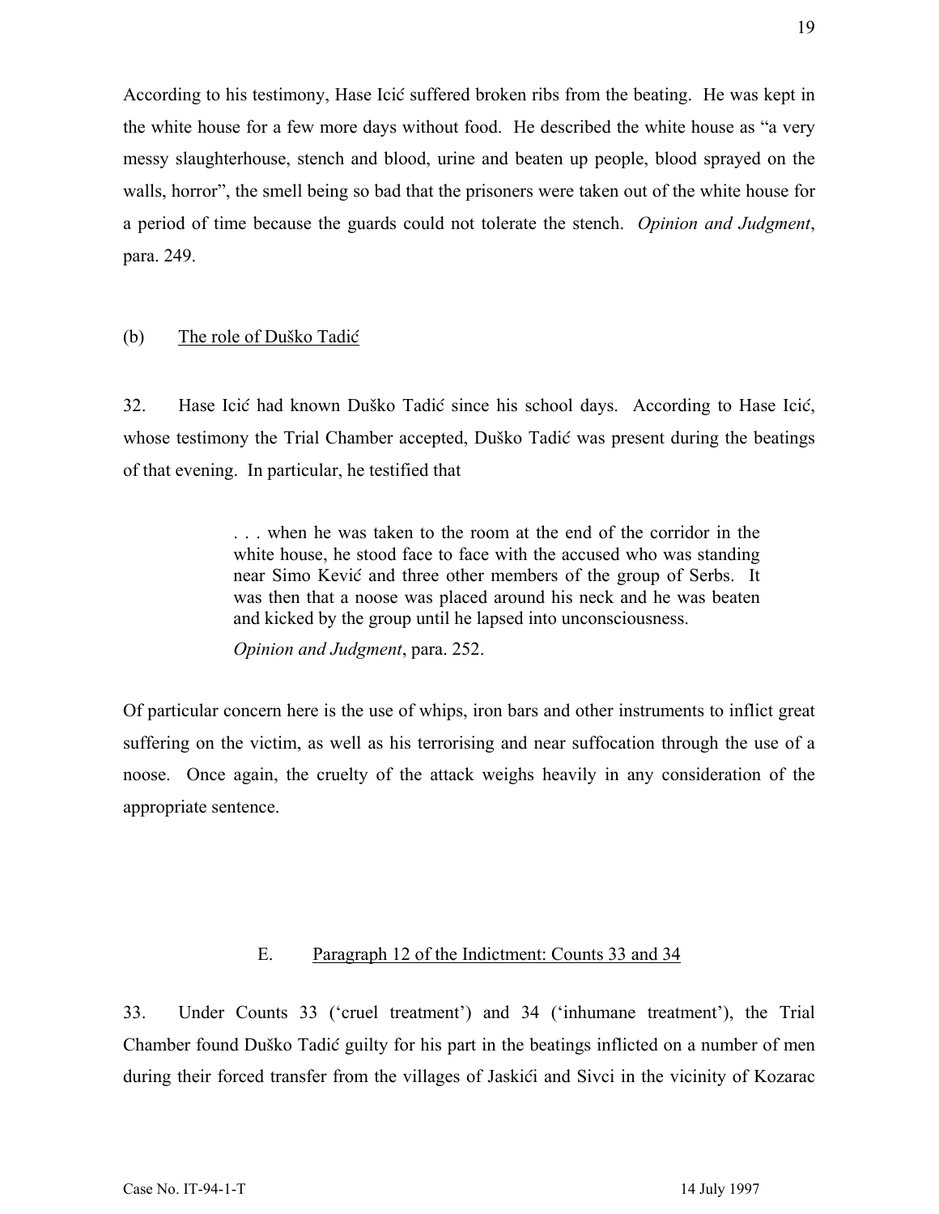According to his testimony, Hase Icić suffered broken ribs from the beating. He was kept in the white house for a few more days without food. He described the white house as "a very messy slaughterhouse, stench and blood, urine and beaten up people, blood sprayed on the walls, horror", the smell being so bad that the prisoners were taken out of the white house for a period of time because the guards could not tolerate the stench. *Opinion and Judgment*, para. 249.

(b) The role of Duško Tadić

32. Hase Icić had known Duško Tadić since his school days. According to Hase Icić, whose testimony the Trial Chamber accepted, Duško Tadić was present during the beatings of that evening. In particular, he testified that

> . . . when he was taken to the room at the end of the corridor in the white house, he stood face to face with the accused who was standing near Simo Kević and three other members of the group of Serbs. It was then that a noose was placed around his neck and he was beaten and kicked by the group until he lapsed into unconsciousness.
>
> *Opinion and Judgment*, para. 252.

Of particular concern here is the use of whips, iron bars and other instruments to inflict great suffering on the victim, as well as his terrorising and near suffocation through the use of a noose. Once again, the cruelty of the attack weighs heavily in any consideration of the appropriate sentence.

## E. Paragraph 12 of the Indictment: Counts 33 and 34

33. Under Counts 33 ('cruel treatment') and 34 ('inhumane treatment'), the Trial Chamber found Duško Tadić guilty for his part in the beatings inflicted on a number of men during their forced transfer from the villages of Jaskići and Sivci in the vicinity of Kozarac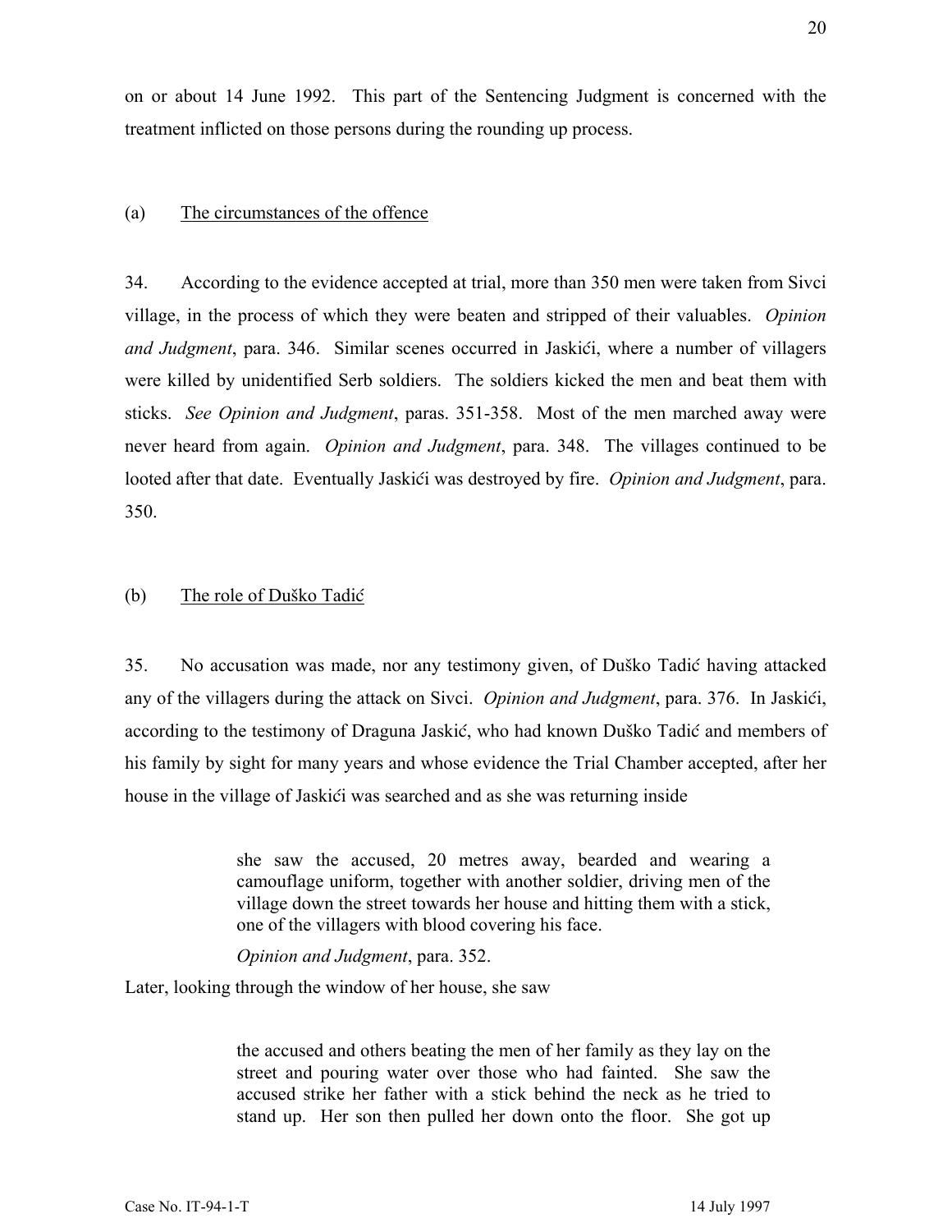on or about 14 June 1992. This part of the Sentencing Judgment is concerned with the treatment inflicted on those persons during the rounding up process.

(a) <u>The circumstances of the offence</u>

34. According to the evidence accepted at trial, more than 350 men were taken from Sivci village, in the process of which they were beaten and stripped of their valuables. *Opinion and Judgment*, para. 346. Similar scenes occurred in Jaskići, where a number of villagers were killed by unidentified Serb soldiers. The soldiers kicked the men and beat them with sticks. *See Opinion and Judgment*, paras. 351-358. Most of the men marched away were never heard from again. *Opinion and Judgment*, para. 348. The villages continued to be looted after that date. Eventually Jaskići was destroyed by fire. *Opinion and Judgment*, para. 350.

(b) <u>The role of Duško Tadić</u>

35. No accusation was made, nor any testimony given, of Duško Tadić having attacked any of the villagers during the attack on Sivci. *Opinion and Judgment*, para. 376. In Jaskići, according to the testimony of Draguna Jaskić, who had known Duško Tadić and members of his family by sight for many years and whose evidence the Trial Chamber accepted, after her house in the village of Jaskići was searched and as she was returning inside

> she saw the accused, 20 metres away, bearded and wearing a camouflage uniform, together with another soldier, driving men of the village down the street towards her house and hitting them with a stick, one of the villagers with blood covering his face.
>
> *Opinion and Judgment*, para. 352.

Later, looking through the window of her house, she saw

> the accused and others beating the men of her family as they lay on the street and pouring water over those who had fainted. She saw the accused strike her father with a stick behind the neck as he tried to stand up. Her son then pulled her down onto the floor. She got up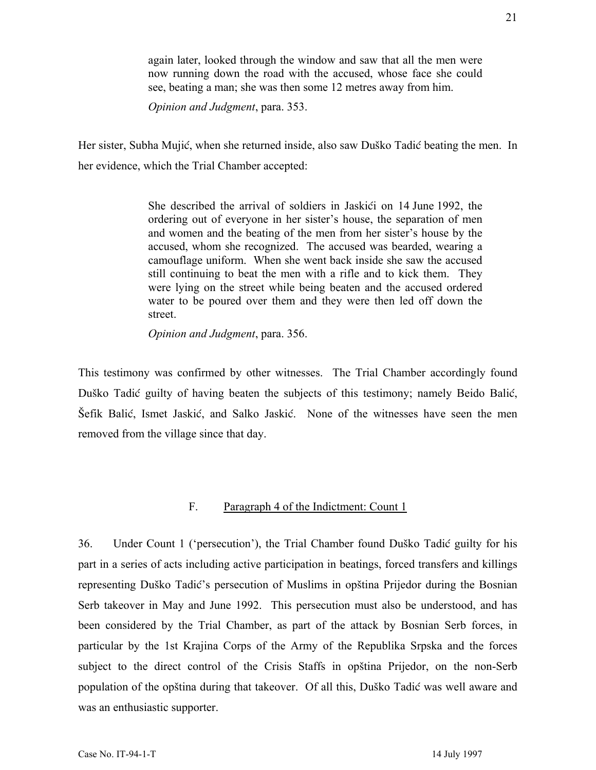> again later, looked through the window and saw that all the men were now running down the road with the accused, whose face she could see, beating a man; she was then some 12 metres away from him.
>
> *Opinion and Judgment*, para. 353.

Her sister, Subha Mujić, when she returned inside, also saw Duško Tadić beating the men. In her evidence, which the Trial Chamber accepted:

> She described the arrival of soldiers in Jaskići on 14 June 1992, the ordering out of everyone in her sister's house, the separation of men and women and the beating of the men from her sister's house by the accused, whom she recognized. The accused was bearded, wearing a camouflage uniform. When she went back inside she saw the accused still continuing to beat the men with a rifle and to kick them. They were lying on the street while being beaten and the accused ordered water to be poured over them and they were then led off down the street.
>
> *Opinion and Judgment*, para. 356.

This testimony was confirmed by other witnesses. The Trial Chamber accordingly found Duško Tadić guilty of having beaten the subjects of this testimony; namely Beido Balić, Šefik Balić, Ismet Jaskić, and Salko Jaskić. None of the witnesses have seen the men removed from the village since that day.

### F. Paragraph 4 of the Indictment: Count 1

36. Under Count 1 ('persecution'), the Trial Chamber found Duško Tadić guilty for his part in a series of acts including active participation in beatings, forced transfers and killings representing Duško Tadić's persecution of Muslims in opština Prijedor during the Bosnian Serb takeover in May and June 1992. This persecution must also be understood, and has been considered by the Trial Chamber, as part of the attack by Bosnian Serb forces, in particular by the 1st Krajina Corps of the Army of the Republika Srpska and the forces subject to the direct control of the Crisis Staffs in opština Prijedor, on the non-Serb population of the opština during that takeover. Of all this, Duško Tadić was well aware and was an enthusiastic supporter.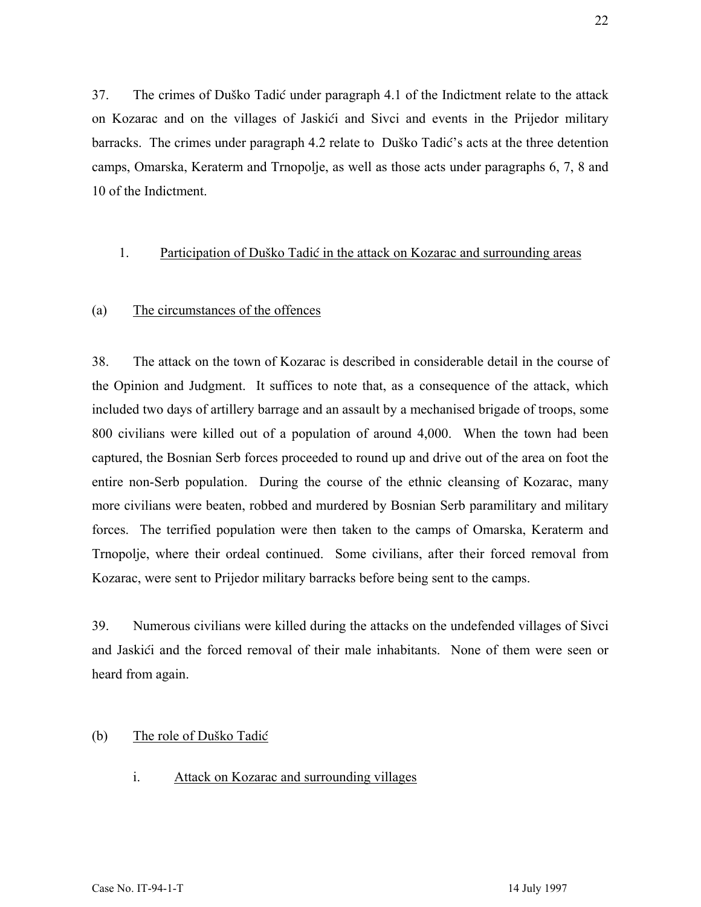37. The crimes of Duško Tadić under paragraph 4.1 of the Indictment relate to the attack on Kozarac and on the villages of Jaskići and Sivci and events in the Prijedor military barracks. The crimes under paragraph 4.2 relate to Duško Tadić's acts at the three detention camps, Omarska, Keraterm and Trnopolje, as well as those acts under paragraphs 6, 7, 8 and 10 of the Indictment.

1. <u>Participation of Duško Tadić in the attack on Kozarac and surrounding areas</u>

(a) <u>The circumstances of the offences</u>

38. The attack on the town of Kozarac is described in considerable detail in the course of the Opinion and Judgment. It suffices to note that, as a consequence of the attack, which included two days of artillery barrage and an assault by a mechanised brigade of troops, some 800 civilians were killed out of a population of around 4,000. When the town had been captured, the Bosnian Serb forces proceeded to round up and drive out of the area on foot the entire non-Serb population. During the course of the ethnic cleansing of Kozarac, many more civilians were beaten, robbed and murdered by Bosnian Serb paramilitary and military forces. The terrified population were then taken to the camps of Omarska, Keraterm and Trnopolje, where their ordeal continued. Some civilians, after their forced removal from Kozarac, were sent to Prijedor military barracks before being sent to the camps.

39. Numerous civilians were killed during the attacks on the undefended villages of Sivci and Jaskići and the forced removal of their male inhabitants. None of them were seen or heard from again.

(b) <u>The role of Duško Tadić</u>

i. <u>Attack on Kozarac and surrounding villages</u>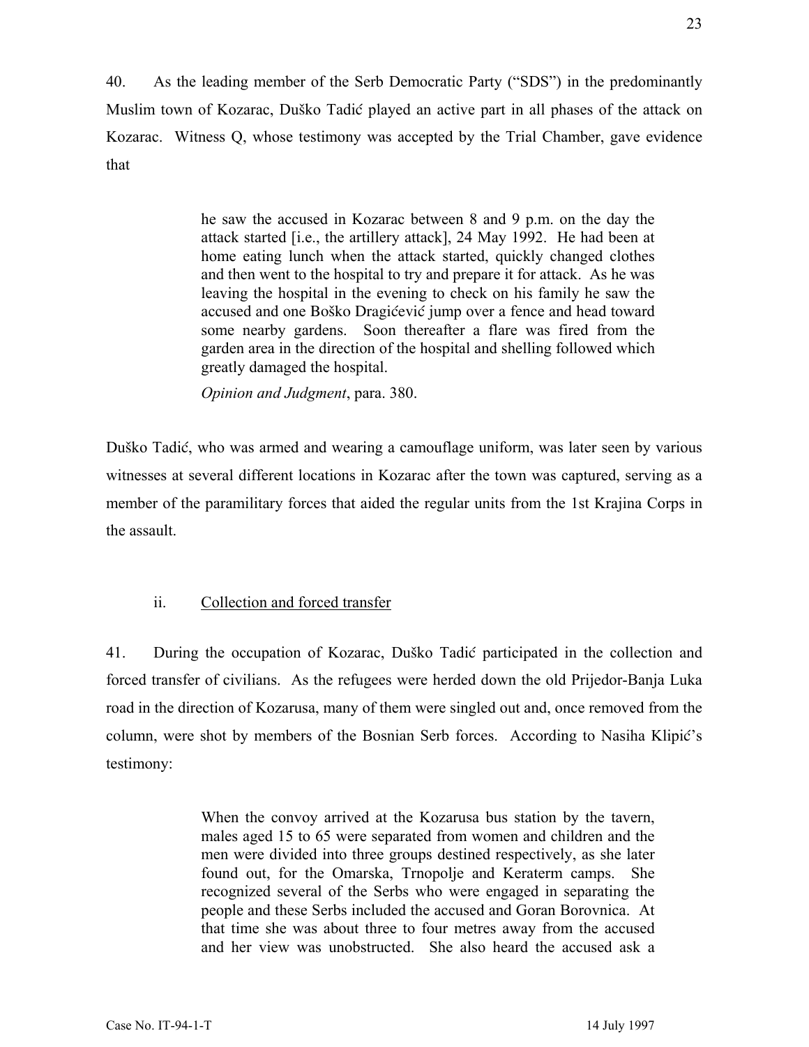40. As the leading member of the Serb Democratic Party ("SDS") in the predominantly Muslim town of Kozarac, Duško Tadić played an active part in all phases of the attack on Kozarac. Witness Q, whose testimony was accepted by the Trial Chamber, gave evidence that

> he saw the accused in Kozarac between 8 and 9 p.m. on the day the attack started [i.e., the artillery attack], 24 May 1992. He had been at home eating lunch when the attack started, quickly changed clothes and then went to the hospital to try and prepare it for attack. As he was leaving the hospital in the evening to check on his family he saw the accused and one Boško Dragićević jump over a fence and head toward some nearby gardens. Soon thereafter a flare was fired from the garden area in the direction of the hospital and shelling followed which greatly damaged the hospital.
>
> *Opinion and Judgment*, para. 380.

Duško Tadić, who was armed and wearing a camouflage uniform, was later seen by various witnesses at several different locations in Kozarac after the town was captured, serving as a member of the paramilitary forces that aided the regular units from the 1st Krajina Corps in the assault.

#### ii. Collection and forced transfer

41. During the occupation of Kozarac, Duško Tadić participated in the collection and forced transfer of civilians. As the refugees were herded down the old Prijedor-Banja Luka road in the direction of Kozarusa, many of them were singled out and, once removed from the column, were shot by members of the Bosnian Serb forces. According to Nasiha Klipić's testimony:

> When the convoy arrived at the Kozarusa bus station by the tavern, males aged 15 to 65 were separated from women and children and the men were divided into three groups destined respectively, as she later found out, for the Omarska, Trnopolje and Keraterm camps. She recognized several of the Serbs who were engaged in separating the people and these Serbs included the accused and Goran Borovnica. At that time she was about three to four metres away from the accused and her view was unobstructed. She also heard the accused ask a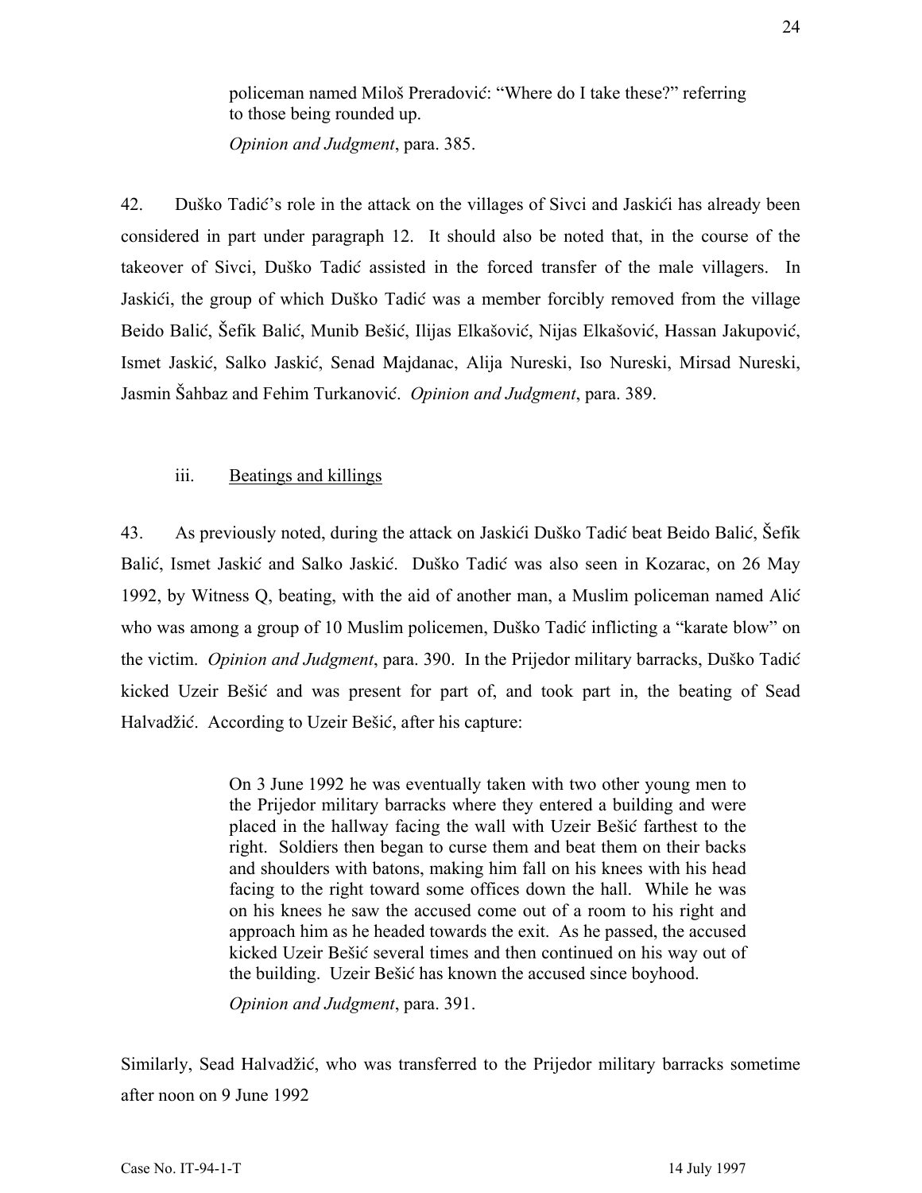> policeman named Miloš Preradović: "Where do I take these?" referring to those being rounded up.
>
> *Opinion and Judgment*, para. 385.

42. Duško Tadić's role in the attack on the villages of Sivci and Jaskići has already been considered in part under paragraph 12. It should also be noted that, in the course of the takeover of Sivci, Duško Tadić assisted in the forced transfer of the male villagers. In Jaskići, the group of which Duško Tadić was a member forcibly removed from the village Beido Balić, Šefik Balić, Munib Bešić, Ilijas Elkašović, Nijas Elkašović, Hassan Jakupović, Ismet Jaskić, Salko Jaskić, Senad Majdanac, Alija Nureski, Iso Nureski, Mirsad Nureski, Jasmin Šahbaz and Fehim Turkanović. *Opinion and Judgment*, para. 389.

### iii. Beatings and killings

43. As previously noted, during the attack on Jaskići Duško Tadić beat Beido Balić, Šefik Balić, Ismet Jaskić and Salko Jaskić. Duško Tadić was also seen in Kozarac, on 26 May 1992, by Witness Q, beating, with the aid of another man, a Muslim policeman named Alić who was among a group of 10 Muslim policemen, Duško Tadić inflicting a "karate blow" on the victim. *Opinion and Judgment*, para. 390. In the Prijedor military barracks, Duško Tadić kicked Uzeir Bešić and was present for part of, and took part in, the beating of Sead Halvadžić. According to Uzeir Bešić, after his capture:

> On 3 June 1992 he was eventually taken with two other young men to the Prijedor military barracks where they entered a building and were placed in the hallway facing the wall with Uzeir Bešić farthest to the right. Soldiers then began to curse them and beat them on their backs and shoulders with batons, making him fall on his knees with his head facing to the right toward some offices down the hall. While he was on his knees he saw the accused come out of a room to his right and approach him as he headed towards the exit. As he passed, the accused kicked Uzeir Bešić several times and then continued on his way out of the building. Uzeir Bešić has known the accused since boyhood.
>
> *Opinion and Judgment*, para. 391.

Similarly, Sead Halvadžić, who was transferred to the Prijedor military barracks sometime after noon on 9 June 1992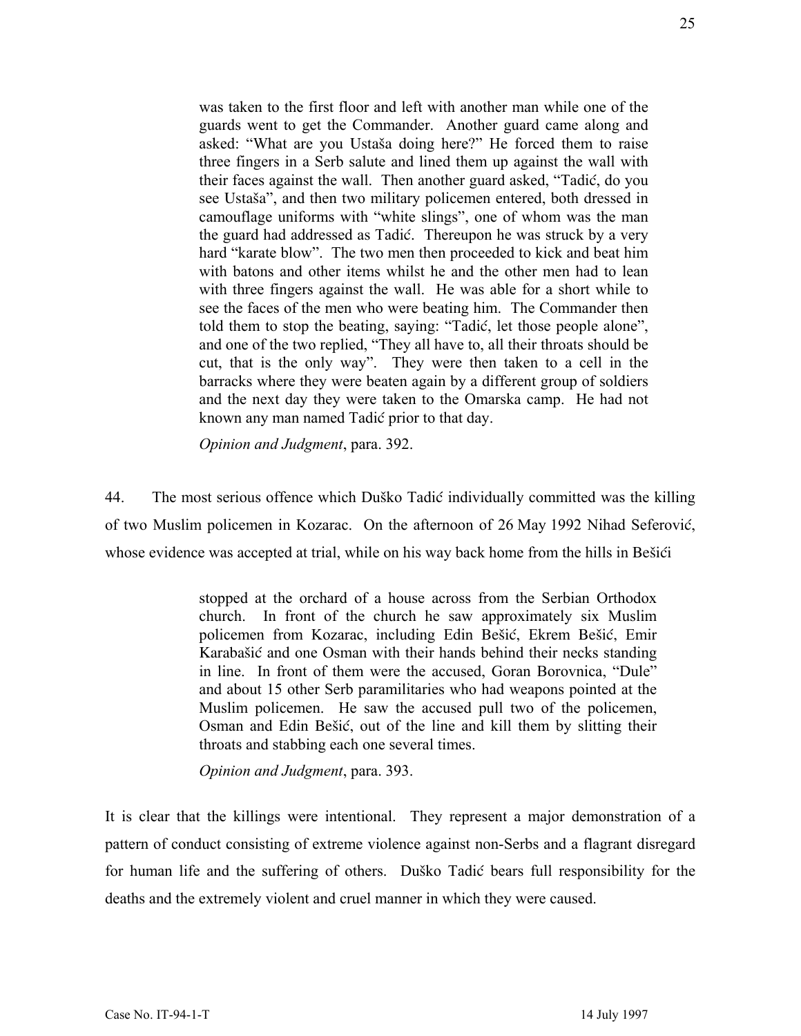> was taken to the first floor and left with another man while one of the guards went to get the Commander. Another guard came along and asked: "What are you Ustaša doing here?" He forced them to raise three fingers in a Serb salute and lined them up against the wall with their faces against the wall. Then another guard asked, "Tadić, do you see Ustaša", and then two military policemen entered, both dressed in camouflage uniforms with "white slings", one of whom was the man the guard had addressed as Tadić. Thereupon he was struck by a very hard "karate blow". The two men then proceeded to kick and beat him with batons and other items whilst he and the other men had to lean with three fingers against the wall. He was able for a short while to see the faces of the men who were beating him. The Commander then told them to stop the beating, saying: "Tadić, let those people alone", and one of the two replied, "They all have to, all their throats should be cut, that is the only way". They were then taken to a cell in the barracks where they were beaten again by a different group of soldiers and the next day they were taken to the Omarska camp. He had not known any man named Tadić prior to that day.
>
> *Opinion and Judgment*, para. 392.

44. The most serious offence which Duško Tadić individually committed was the killing of two Muslim policemen in Kozarac. On the afternoon of 26 May 1992 Nihad Seferović, whose evidence was accepted at trial, while on his way back home from the hills in Bešići

> stopped at the orchard of a house across from the Serbian Orthodox church. In front of the church he saw approximately six Muslim policemen from Kozarac, including Edin Bešić, Ekrem Bešić, Emir Karabašić and one Osman with their hands behind their necks standing in line. In front of them were the accused, Goran Borovnica, "Dule" and about 15 other Serb paramilitaries who had weapons pointed at the Muslim policemen. He saw the accused pull two of the policemen, Osman and Edin Bešić, out of the line and kill them by slitting their throats and stabbing each one several times.
>
> *Opinion and Judgment*, para. 393.

It is clear that the killings were intentional. They represent a major demonstration of a pattern of conduct consisting of extreme violence against non-Serbs and a flagrant disregard for human life and the suffering of others. Duško Tadić bears full responsibility for the deaths and the extremely violent and cruel manner in which they were caused.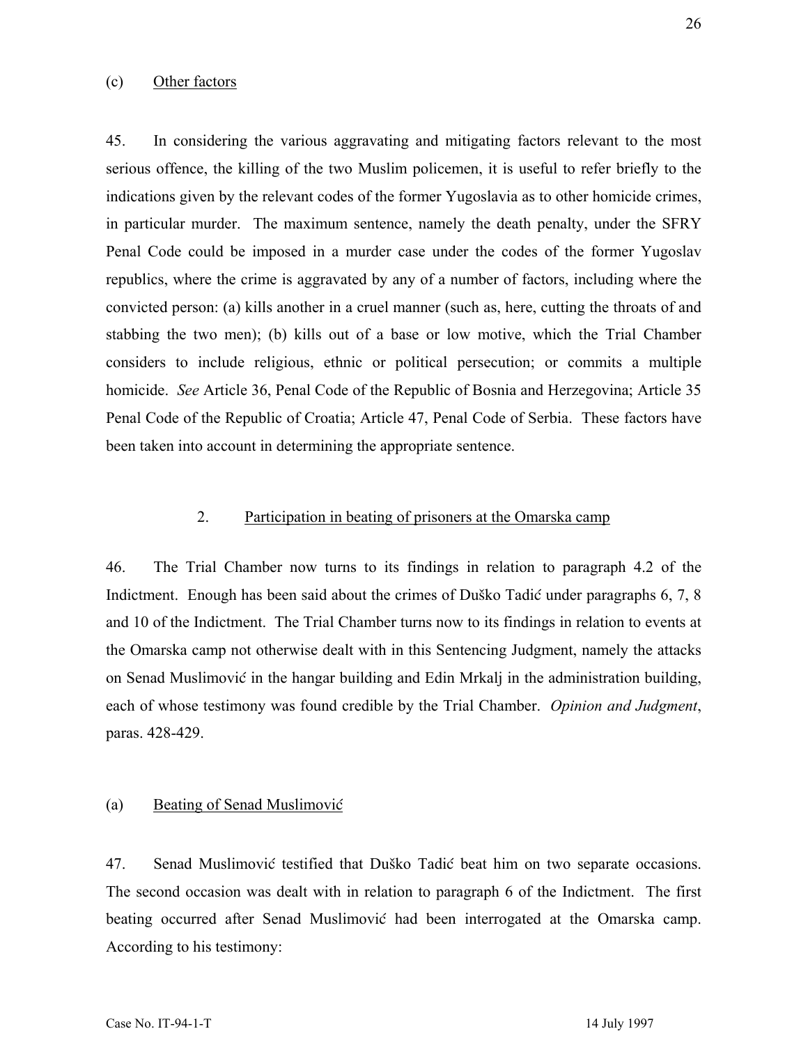(c) Other factors

45. In considering the various aggravating and mitigating factors relevant to the most serious offence, the killing of the two Muslim policemen, it is useful to refer briefly to the indications given by the relevant codes of the former Yugoslavia as to other homicide crimes, in particular murder. The maximum sentence, namely the death penalty, under the SFRY Penal Code could be imposed in a murder case under the codes of the former Yugoslav republics, where the crime is aggravated by any of a number of factors, including where the convicted person: (a) kills another in a cruel manner (such as, here, cutting the throats of and stabbing the two men); (b) kills out of a base or low motive, which the Trial Chamber considers to include religious, ethnic or political persecution; or commits a multiple homicide. *See* Article 36, Penal Code of the Republic of Bosnia and Herzegovina; Article 35 Penal Code of the Republic of Croatia; Article 47, Penal Code of Serbia. These factors have been taken into account in determining the appropriate sentence.

2. Participation in beating of prisoners at the Omarska camp

46. The Trial Chamber now turns to its findings in relation to paragraph 4.2 of the Indictment. Enough has been said about the crimes of Duško Tadić under paragraphs 6, 7, 8 and 10 of the Indictment. The Trial Chamber turns now to its findings in relation to events at the Omarska camp not otherwise dealt with in this Sentencing Judgment, namely the attacks on Senad Muslimović in the hangar building and Edin Mrkalj in the administration building, each of whose testimony was found credible by the Trial Chamber. *Opinion and Judgment*, paras. 428-429.

(a) Beating of Senad Muslimović

47. Senad Muslimović testified that Duško Tadić beat him on two separate occasions. The second occasion was dealt with in relation to paragraph 6 of the Indictment. The first beating occurred after Senad Muslimović had been interrogated at the Omarska camp. According to his testimony: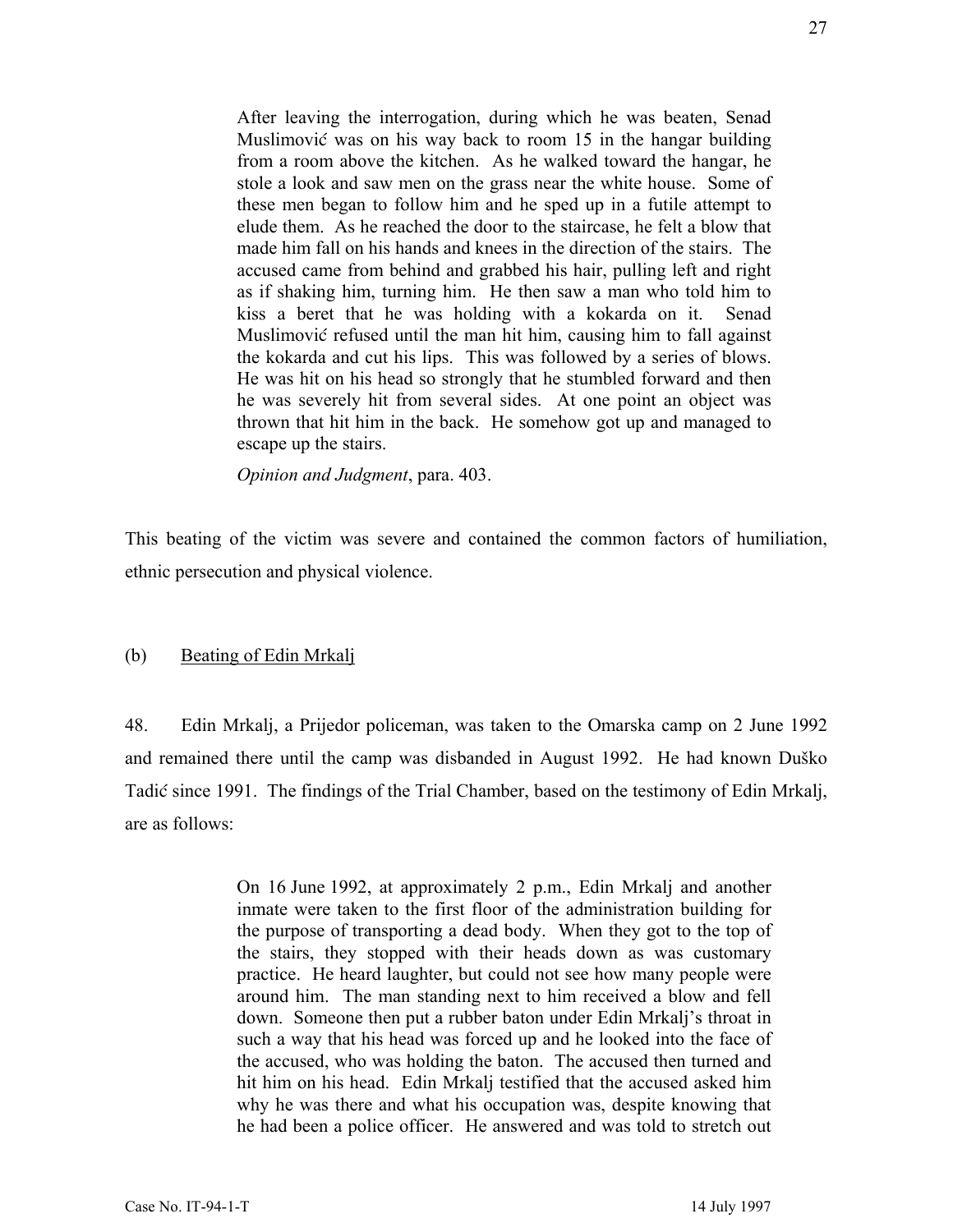> After leaving the interrogation, during which he was beaten, Senad Muslimović was on his way back to room 15 in the hangar building from a room above the kitchen. As he walked toward the hangar, he stole a look and saw men on the grass near the white house. Some of these men began to follow him and he sped up in a futile attempt to elude them. As he reached the door to the staircase, he felt a blow that made him fall on his hands and knees in the direction of the stairs. The accused came from behind and grabbed his hair, pulling left and right as if shaking him, turning him. He then saw a man who told him to kiss a beret that he was holding with a kokarda on it. Senad Muslimović refused until the man hit him, causing him to fall against the kokarda and cut his lips. This was followed by a series of blows. He was hit on his head so strongly that he stumbled forward and then he was severely hit from several sides. At one point an object was thrown that hit him in the back. He somehow got up and managed to escape up the stairs.
>
> *Opinion and Judgment*, para. 403.

This beating of the victim was severe and contained the common factors of humiliation, ethnic persecution and physical violence.

(b) Beating of Edin Mrkalj

48. Edin Mrkalj, a Prijedor policeman, was taken to the Omarska camp on 2 June 1992 and remained there until the camp was disbanded in August 1992. He had known Duško Tadić since 1991. The findings of the Trial Chamber, based on the testimony of Edin Mrkalj, are as follows:

> On 16 June 1992, at approximately 2 p.m., Edin Mrkalj and another inmate were taken to the first floor of the administration building for the purpose of transporting a dead body. When they got to the top of the stairs, they stopped with their heads down as was customary practice. He heard laughter, but could not see how many people were around him. The man standing next to him received a blow and fell down. Someone then put a rubber baton under Edin Mrkalj's throat in such a way that his head was forced up and he looked into the face of the accused, who was holding the baton. The accused then turned and hit him on his head. Edin Mrkalj testified that the accused asked him why he was there and what his occupation was, despite knowing that he had been a police officer. He answered and was told to stretch out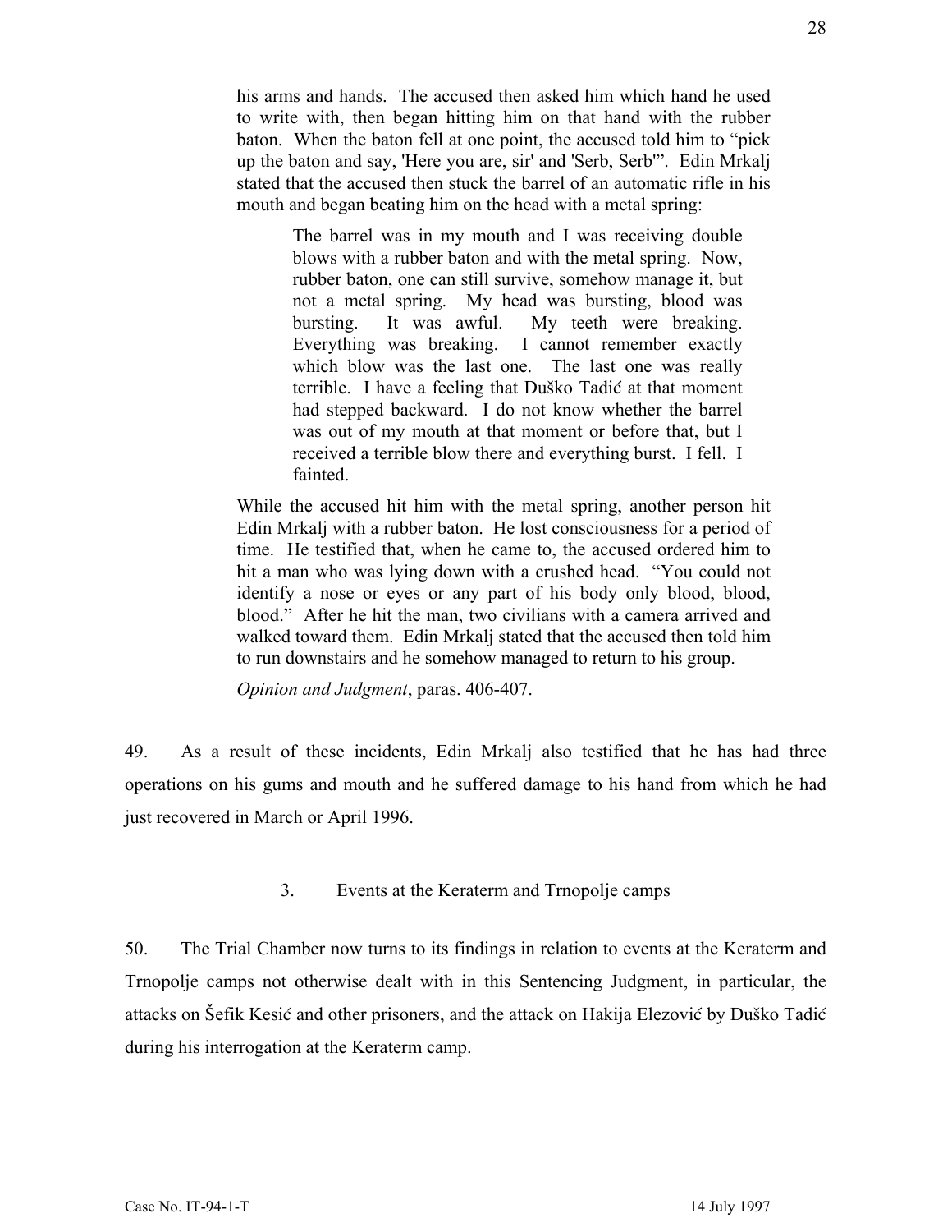his arms and hands. The accused then asked him which hand he used to write with, then began hitting him on that hand with the rubber baton. When the baton fell at one point, the accused told him to "pick up the baton and say, 'Here you are, sir' and 'Serb, Serb'". Edin Mrkalj stated that the accused then stuck the barrel of an automatic rifle in his mouth and began beating him on the head with a metal spring:

> The barrel was in my mouth and I was receiving double blows with a rubber baton and with the metal spring. Now, rubber baton, one can still survive, somehow manage it, but not a metal spring. My head was bursting, blood was bursting. It was awful. My teeth were breaking. Everything was breaking. I cannot remember exactly which blow was the last one. The last one was really terrible. I have a feeling that Duško Tadić at that moment had stepped backward. I do not know whether the barrel was out of my mouth at that moment or before that, but I received a terrible blow there and everything burst. I fell. I fainted.

While the accused hit him with the metal spring, another person hit Edin Mrkalj with a rubber baton. He lost consciousness for a period of time. He testified that, when he came to, the accused ordered him to hit a man who was lying down with a crushed head. "You could not identify a nose or eyes or any part of his body only blood, blood, blood." After he hit the man, two civilians with a camera arrived and walked toward them. Edin Mrkalj stated that the accused then told him to run downstairs and he somehow managed to return to his group.

*Opinion and Judgment*, paras. 406-407.

49. As a result of these incidents, Edin Mrkalj also testified that he has had three operations on his gums and mouth and he suffered damage to his hand from which he had just recovered in March or April 1996.

### 3. Events at the Keraterm and Trnopolje camps

50. The Trial Chamber now turns to its findings in relation to events at the Keraterm and Trnopolje camps not otherwise dealt with in this Sentencing Judgment, in particular, the attacks on Šefik Kesić and other prisoners, and the attack on Hakija Elezović by Duško Tadić during his interrogation at the Keraterm camp.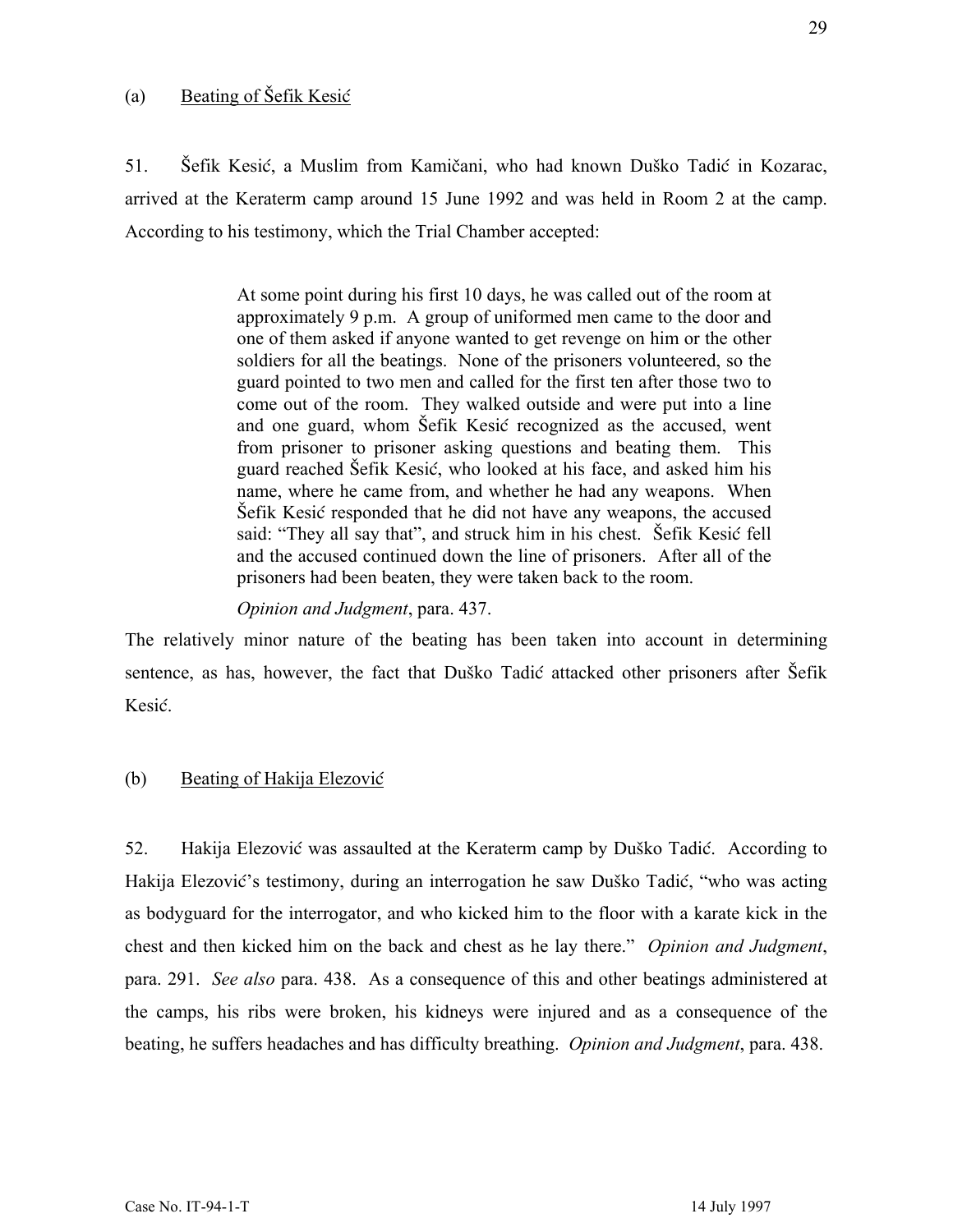(a) Beating of Šefik Kesić

51. Šefik Kesić, a Muslim from Kamičani, who had known Duško Tadić in Kozarac, arrived at the Keraterm camp around 15 June 1992 and was held in Room 2 at the camp. According to his testimony, which the Trial Chamber accepted:

> At some point during his first 10 days, he was called out of the room at approximately 9 p.m. A group of uniformed men came to the door and one of them asked if anyone wanted to get revenge on him or the other soldiers for all the beatings. None of the prisoners volunteered, so the guard pointed to two men and called for the first ten after those two to come out of the room. They walked outside and were put into a line and one guard, whom Šefik Kesić recognized as the accused, went from prisoner to prisoner asking questions and beating them. This guard reached Šefik Kesić, who looked at his face, and asked him his name, where he came from, and whether he had any weapons. When Šefik Kesić responded that he did not have any weapons, the accused said: "They all say that", and struck him in his chest. Šefik Kesić fell and the accused continued down the line of prisoners. After all of the prisoners had been beaten, they were taken back to the room.
>
> *Opinion and Judgment*, para. 437.

The relatively minor nature of the beating has been taken into account in determining sentence, as has, however, the fact that Duško Tadić attacked other prisoners after Šefik Kesić.

(b) Beating of Hakija Elezović

52. Hakija Elezović was assaulted at the Keraterm camp by Duško Tadić. According to Hakija Elezović's testimony, during an interrogation he saw Duško Tadić, "who was acting as bodyguard for the interrogator, and who kicked him to the floor with a karate kick in the chest and then kicked him on the back and chest as he lay there." *Opinion and Judgment*, para. 291. *See also* para. 438. As a consequence of this and other beatings administered at the camps, his ribs were broken, his kidneys were injured and as a consequence of the beating, he suffers headaches and has difficulty breathing. *Opinion and Judgment*, para. 438.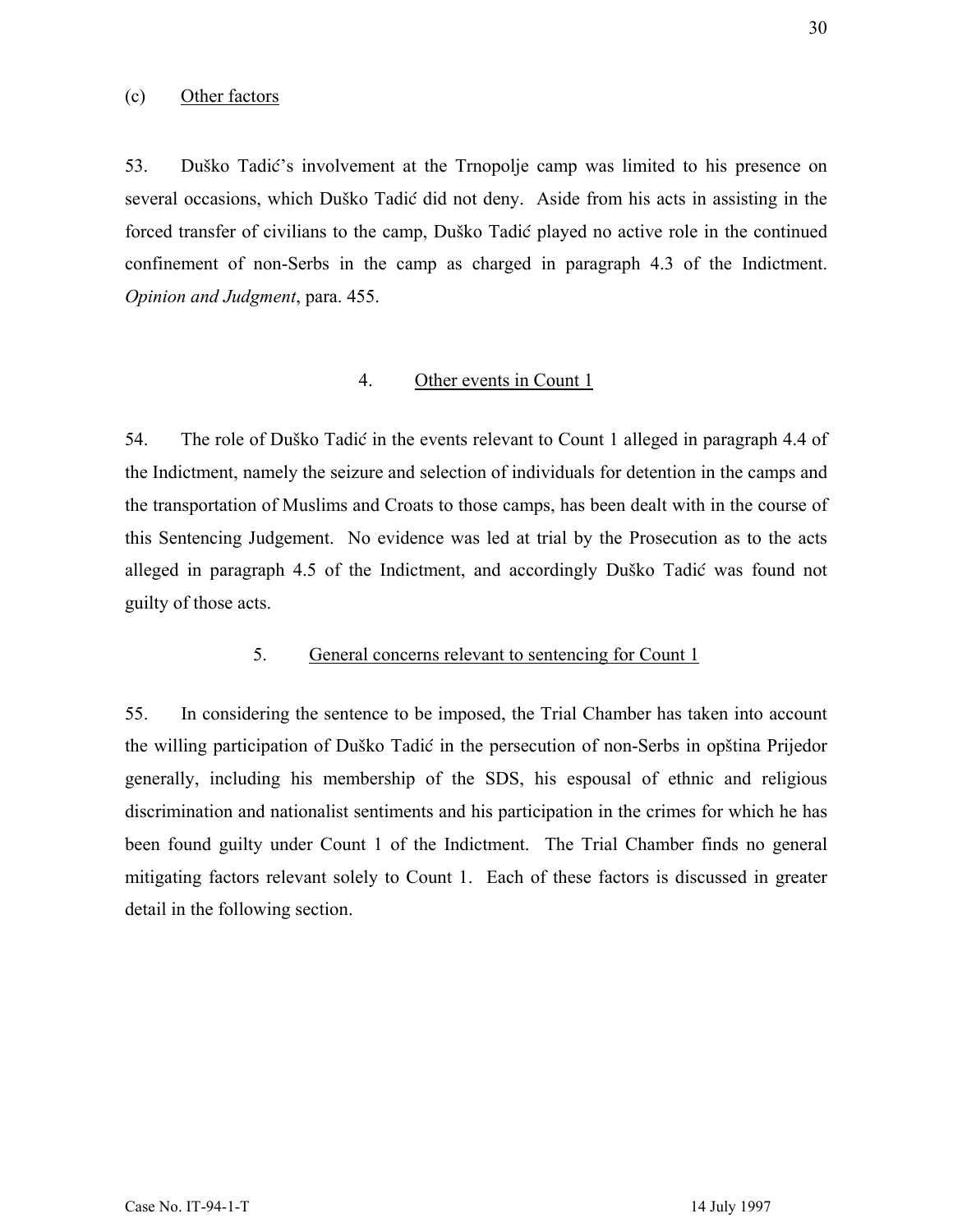(c) Other factors

53. Duško Tadić's involvement at the Trnopolje camp was limited to his presence on several occasions, which Duško Tadić did not deny. Aside from his acts in assisting in the forced transfer of civilians to the camp, Duško Tadić played no active role in the continued confinement of non-Serbs in the camp as charged in paragraph 4.3 of the Indictment. *Opinion and Judgment*, para. 455.

4. Other events in Count 1

54. The role of Duško Tadić in the events relevant to Count 1 alleged in paragraph 4.4 of the Indictment, namely the seizure and selection of individuals for detention in the camps and the transportation of Muslims and Croats to those camps, has been dealt with in the course of this Sentencing Judgement. No evidence was led at trial by the Prosecution as to the acts alleged in paragraph 4.5 of the Indictment, and accordingly Duško Tadić was found not guilty of those acts.

5. General concerns relevant to sentencing for Count 1

55. In considering the sentence to be imposed, the Trial Chamber has taken into account the willing participation of Duško Tadić in the persecution of non-Serbs in opština Prijedor generally, including his membership of the SDS, his espousal of ethnic and religious discrimination and nationalist sentiments and his participation in the crimes for which he has been found guilty under Count 1 of the Indictment. The Trial Chamber finds no general mitigating factors relevant solely to Count 1. Each of these factors is discussed in greater detail in the following section.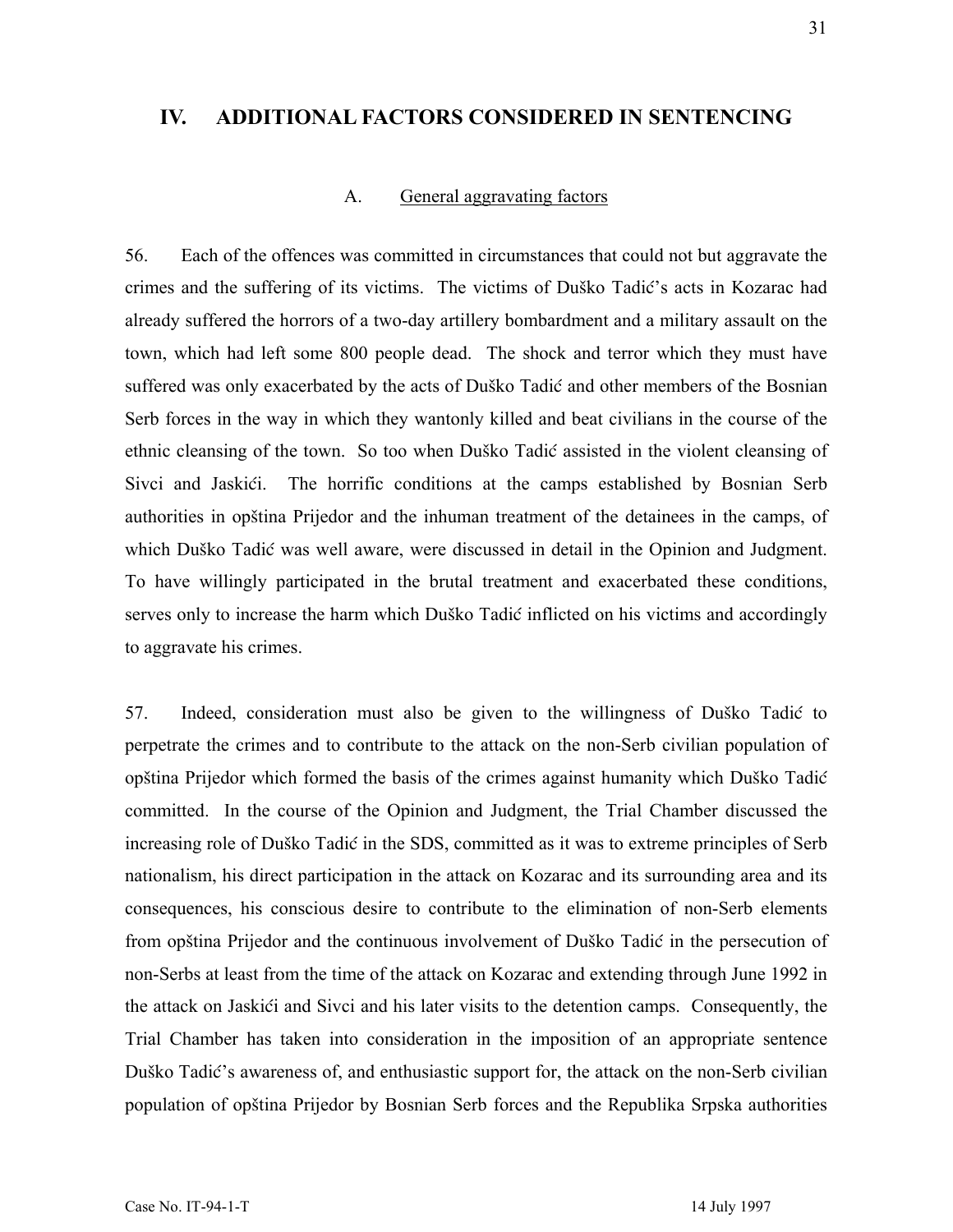## IV. ADDITIONAL FACTORS CONSIDERED IN SENTENCING

### A. General aggravating factors

56. Each of the offences was committed in circumstances that could not but aggravate the crimes and the suffering of its victims. The victims of Duško Tadić's acts in Kozarac had already suffered the horrors of a two-day artillery bombardment and a military assault on the town, which had left some 800 people dead. The shock and terror which they must have suffered was only exacerbated by the acts of Duško Tadić and other members of the Bosnian Serb forces in the way in which they wantonly killed and beat civilians in the course of the ethnic cleansing of the town. So too when Duško Tadić assisted in the violent cleansing of Sivci and Jaskići. The horrific conditions at the camps established by Bosnian Serb authorities in opština Prijedor and the inhuman treatment of the detainees in the camps, of which Duško Tadić was well aware, were discussed in detail in the Opinion and Judgment. To have willingly participated in the brutal treatment and exacerbated these conditions, serves only to increase the harm which Duško Tadić inflicted on his victims and accordingly to aggravate his crimes.

57. Indeed, consideration must also be given to the willingness of Duško Tadić to perpetrate the crimes and to contribute to the attack on the non-Serb civilian population of opština Prijedor which formed the basis of the crimes against humanity which Duško Tadić committed. In the course of the Opinion and Judgment, the Trial Chamber discussed the increasing role of Duško Tadić in the SDS, committed as it was to extreme principles of Serb nationalism, his direct participation in the attack on Kozarac and its surrounding area and its consequences, his conscious desire to contribute to the elimination of non-Serb elements from opština Prijedor and the continuous involvement of Duško Tadić in the persecution of non-Serbs at least from the time of the attack on Kozarac and extending through June 1992 in the attack on Jaskići and Sivci and his later visits to the detention camps. Consequently, the Trial Chamber has taken into consideration in the imposition of an appropriate sentence Duško Tadić's awareness of, and enthusiastic support for, the attack on the non-Serb civilian population of opština Prijedor by Bosnian Serb forces and the Republika Srpska authorities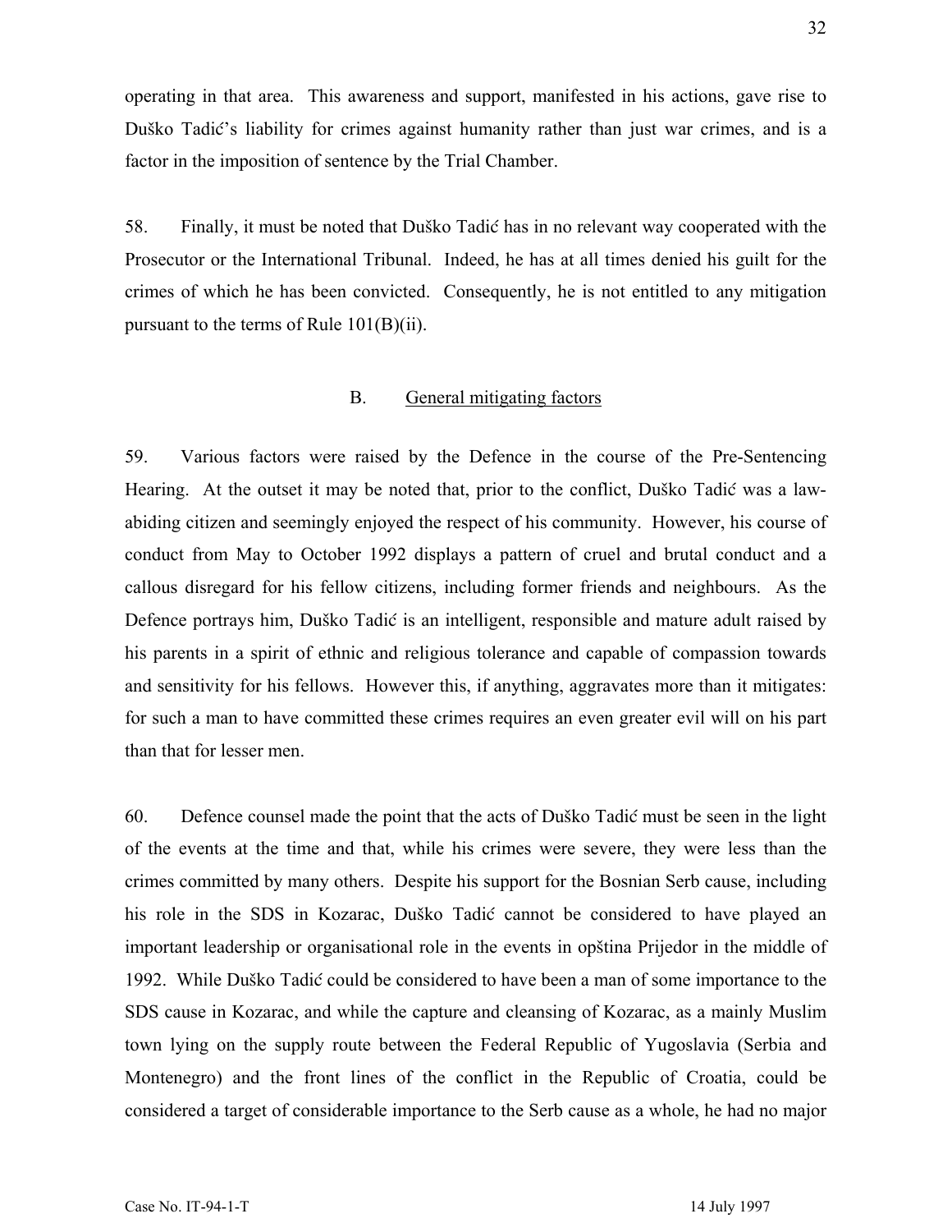operating in that area. This awareness and support, manifested in his actions, gave rise to Duško Tadić's liability for crimes against humanity rather than just war crimes, and is a factor in the imposition of sentence by the Trial Chamber.

58. Finally, it must be noted that Duško Tadić has in no relevant way cooperated with the Prosecutor or the International Tribunal. Indeed, he has at all times denied his guilt for the crimes of which he has been convicted. Consequently, he is not entitled to any mitigation pursuant to the terms of Rule 101(B)(ii).

### B. General mitigating factors

59. Various factors were raised by the Defence in the course of the Pre-Sentencing Hearing. At the outset it may be noted that, prior to the conflict, Duško Tadić was a law-abiding citizen and seemingly enjoyed the respect of his community. However, his course of conduct from May to October 1992 displays a pattern of cruel and brutal conduct and a callous disregard for his fellow citizens, including former friends and neighbours. As the Defence portrays him, Duško Tadić is an intelligent, responsible and mature adult raised by his parents in a spirit of ethnic and religious tolerance and capable of compassion towards and sensitivity for his fellows. However this, if anything, aggravates more than it mitigates: for such a man to have committed these crimes requires an even greater evil will on his part than that for lesser men.

60. Defence counsel made the point that the acts of Duško Tadić must be seen in the light of the events at the time and that, while his crimes were severe, they were less than the crimes committed by many others. Despite his support for the Bosnian Serb cause, including his role in the SDS in Kozarac, Duško Tadić cannot be considered to have played an important leadership or organisational role in the events in opština Prijedor in the middle of 1992. While Duško Tadić could be considered to have been a man of some importance to the SDS cause in Kozarac, and while the capture and cleansing of Kozarac, as a mainly Muslim town lying on the supply route between the Federal Republic of Yugoslavia (Serbia and Montenegro) and the front lines of the conflict in the Republic of Croatia, could be considered a target of considerable importance to the Serb cause as a whole, he had no major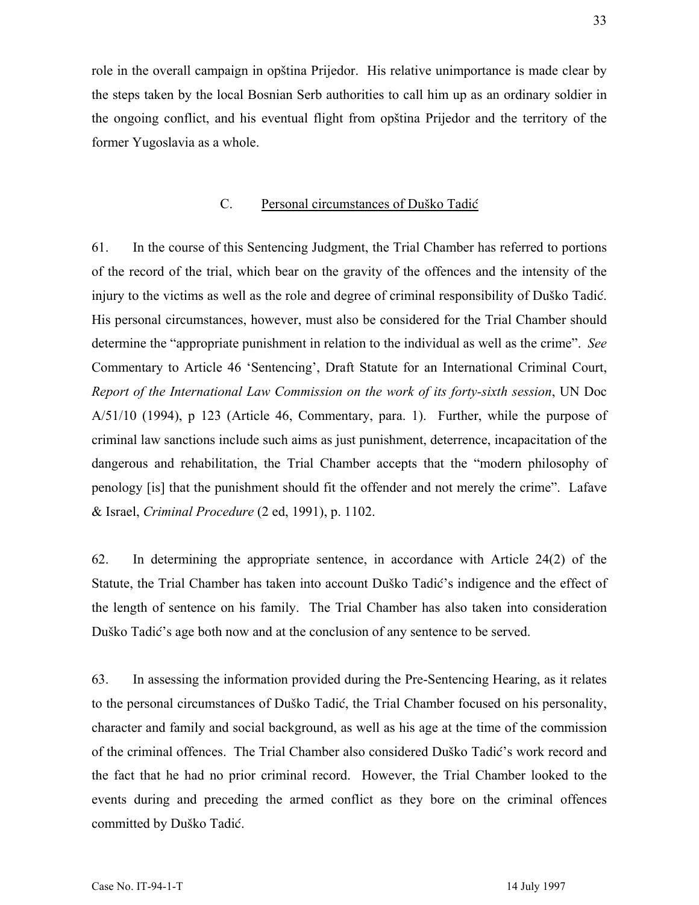role in the overall campaign in opština Prijedor. His relative unimportance is made clear by the steps taken by the local Bosnian Serb authorities to call him up as an ordinary soldier in the ongoing conflict, and his eventual flight from opština Prijedor and the territory of the former Yugoslavia as a whole.

## C. Personal circumstances of Duško Tadić

61. In the course of this Sentencing Judgment, the Trial Chamber has referred to portions of the record of the trial, which bear on the gravity of the offences and the intensity of the injury to the victims as well as the role and degree of criminal responsibility of Duško Tadić. His personal circumstances, however, must also be considered for the Trial Chamber should determine the "appropriate punishment in relation to the individual as well as the crime". *See* Commentary to Article 46 'Sentencing', Draft Statute for an International Criminal Court, *Report of the International Law Commission on the work of its forty-sixth session*, UN Doc A/51/10 (1994), p 123 (Article 46, Commentary, para. 1). Further, while the purpose of criminal law sanctions include such aims as just punishment, deterrence, incapacitation of the dangerous and rehabilitation, the Trial Chamber accepts that the "modern philosophy of penology [is] that the punishment should fit the offender and not merely the crime". Lafave & Israel, *Criminal Procedure* (2 ed, 1991), p. 1102.

62. In determining the appropriate sentence, in accordance with Article 24(2) of the Statute, the Trial Chamber has taken into account Duško Tadić's indigence and the effect of the length of sentence on his family. The Trial Chamber has also taken into consideration Duško Tadić's age both now and at the conclusion of any sentence to be served.

63. In assessing the information provided during the Pre-Sentencing Hearing, as it relates to the personal circumstances of Duško Tadić, the Trial Chamber focused on his personality, character and family and social background, as well as his age at the time of the commission of the criminal offences. The Trial Chamber also considered Duško Tadić's work record and the fact that he had no prior criminal record. However, the Trial Chamber looked to the events during and preceding the armed conflict as they bore on the criminal offences committed by Duško Tadić.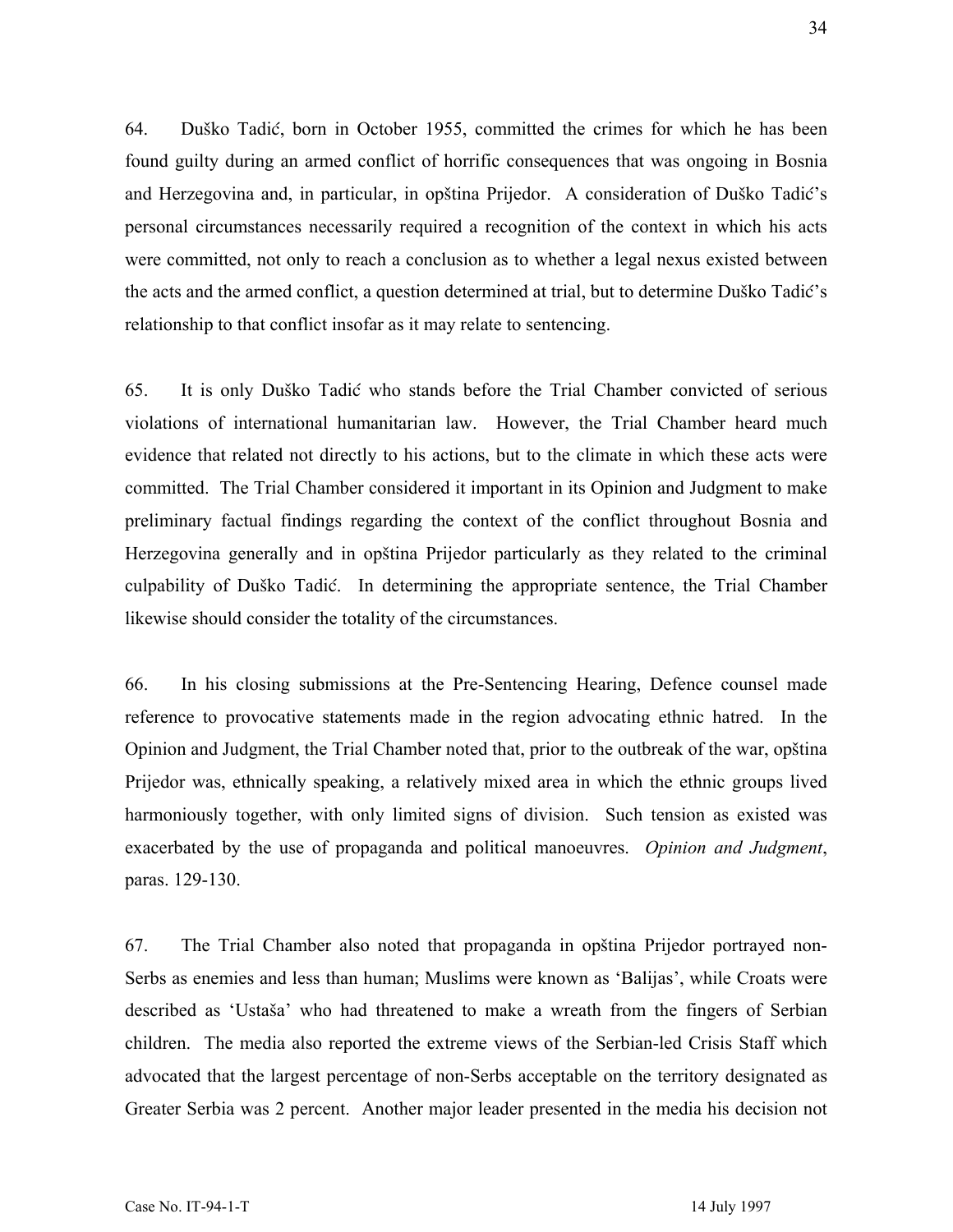64. Duško Tadić, born in October 1955, committed the crimes for which he has been found guilty during an armed conflict of horrific consequences that was ongoing in Bosnia and Herzegovina and, in particular, in opština Prijedor. A consideration of Duško Tadić's personal circumstances necessarily required a recognition of the context in which his acts were committed, not only to reach a conclusion as to whether a legal nexus existed between the acts and the armed conflict, a question determined at trial, but to determine Duško Tadić's relationship to that conflict insofar as it may relate to sentencing.

65. It is only Duško Tadić who stands before the Trial Chamber convicted of serious violations of international humanitarian law. However, the Trial Chamber heard much evidence that related not directly to his actions, but to the climate in which these acts were committed. The Trial Chamber considered it important in its Opinion and Judgment to make preliminary factual findings regarding the context of the conflict throughout Bosnia and Herzegovina generally and in opština Prijedor particularly as they related to the criminal culpability of Duško Tadić. In determining the appropriate sentence, the Trial Chamber likewise should consider the totality of the circumstances.

66. In his closing submissions at the Pre-Sentencing Hearing, Defence counsel made reference to provocative statements made in the region advocating ethnic hatred. In the Opinion and Judgment, the Trial Chamber noted that, prior to the outbreak of the war, opština Prijedor was, ethnically speaking, a relatively mixed area in which the ethnic groups lived harmoniously together, with only limited signs of division. Such tension as existed was exacerbated by the use of propaganda and political manoeuvres. *Opinion and Judgment*, paras. 129-130.

67. The Trial Chamber also noted that propaganda in opština Prijedor portrayed non-Serbs as enemies and less than human; Muslims were known as 'Balijas', while Croats were described as 'Ustaša' who had threatened to make a wreath from the fingers of Serbian children. The media also reported the extreme views of the Serbian-led Crisis Staff which advocated that the largest percentage of non-Serbs acceptable on the territory designated as Greater Serbia was 2 percent. Another major leader presented in the media his decision not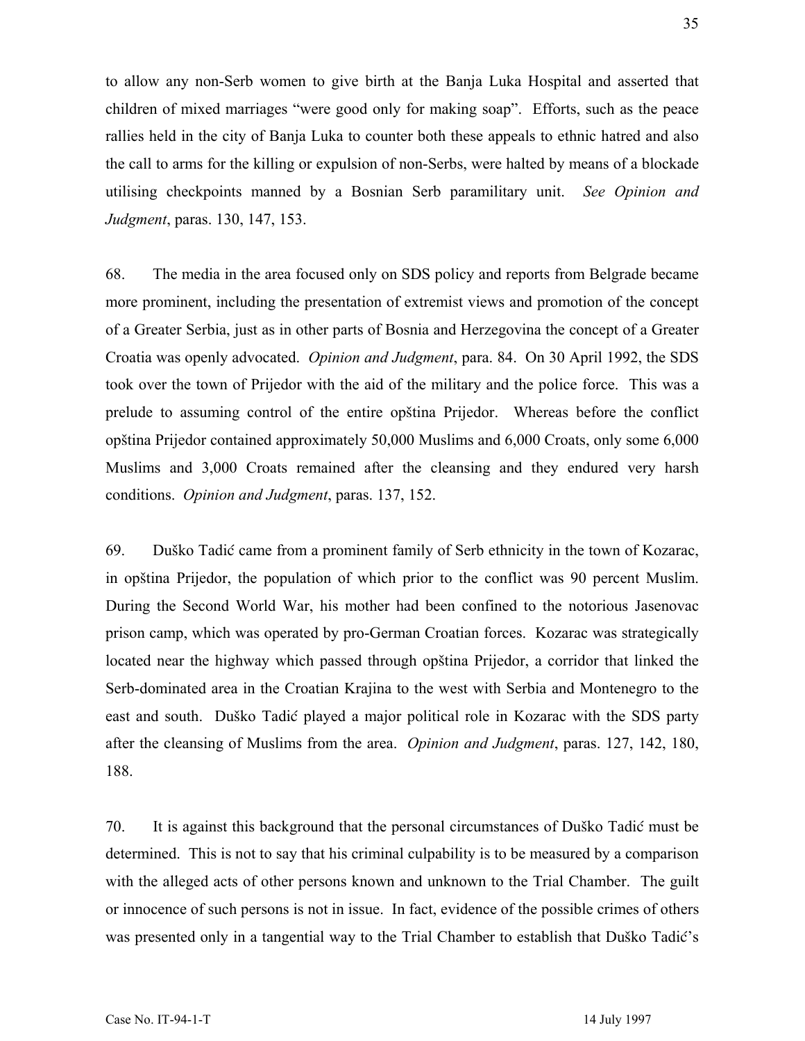to allow any non-Serb women to give birth at the Banja Luka Hospital and asserted that children of mixed marriages "were good only for making soap". Efforts, such as the peace rallies held in the city of Banja Luka to counter both these appeals to ethnic hatred and also the call to arms for the killing or expulsion of non-Serbs, were halted by means of a blockade utilising checkpoints manned by a Bosnian Serb paramilitary unit. *See Opinion and Judgment*, paras. 130, 147, 153.

68. The media in the area focused only on SDS policy and reports from Belgrade became more prominent, including the presentation of extremist views and promotion of the concept of a Greater Serbia, just as in other parts of Bosnia and Herzegovina the concept of a Greater Croatia was openly advocated. *Opinion and Judgment*, para. 84. On 30 April 1992, the SDS took over the town of Prijedor with the aid of the military and the police force. This was a prelude to assuming control of the entire opština Prijedor. Whereas before the conflict opština Prijedor contained approximately 50,000 Muslims and 6,000 Croats, only some 6,000 Muslims and 3,000 Croats remained after the cleansing and they endured very harsh conditions. *Opinion and Judgment*, paras. 137, 152.

69. Duško Tadić came from a prominent family of Serb ethnicity in the town of Kozarac, in opština Prijedor, the population of which prior to the conflict was 90 percent Muslim. During the Second World War, his mother had been confined to the notorious Jasenovac prison camp, which was operated by pro-German Croatian forces. Kozarac was strategically located near the highway which passed through opština Prijedor, a corridor that linked the Serb-dominated area in the Croatian Krajina to the west with Serbia and Montenegro to the east and south. Duško Tadić played a major political role in Kozarac with the SDS party after the cleansing of Muslims from the area. *Opinion and Judgment*, paras. 127, 142, 180, 188.

70. It is against this background that the personal circumstances of Duško Tadić must be determined. This is not to say that his criminal culpability is to be measured by a comparison with the alleged acts of other persons known and unknown to the Trial Chamber. The guilt or innocence of such persons is not in issue. In fact, evidence of the possible crimes of others was presented only in a tangential way to the Trial Chamber to establish that Duško Tadić's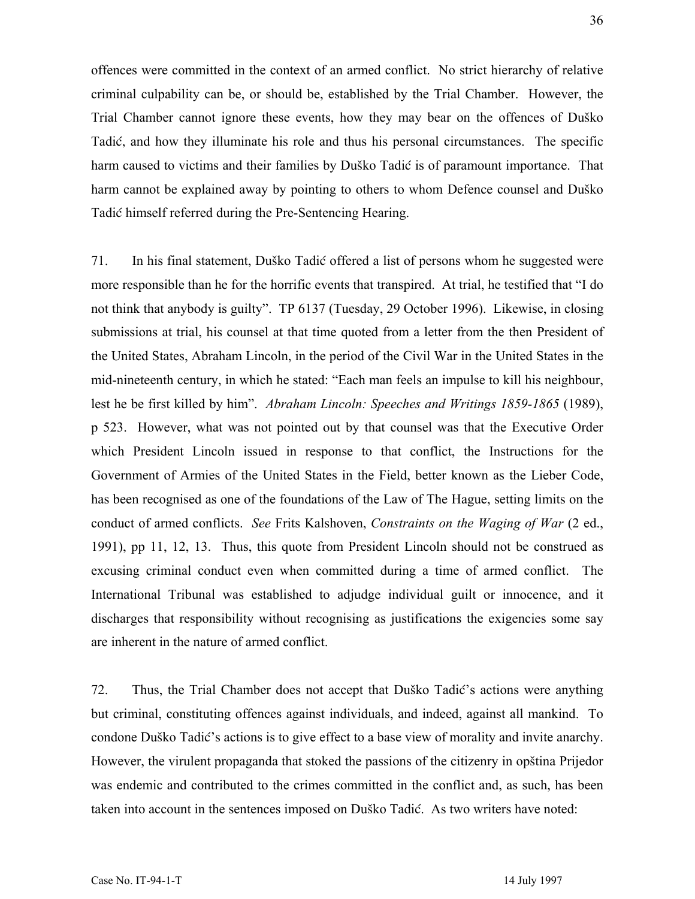offences were committed in the context of an armed conflict. No strict hierarchy of relative criminal culpability can be, or should be, established by the Trial Chamber. However, the Trial Chamber cannot ignore these events, how they may bear on the offences of Duško Tadić, and how they illuminate his role and thus his personal circumstances. The specific harm caused to victims and their families by Duško Tadić is of paramount importance. That harm cannot be explained away by pointing to others to whom Defence counsel and Duško Tadić himself referred during the Pre-Sentencing Hearing.

71. In his final statement, Duško Tadić offered a list of persons whom he suggested were more responsible than he for the horrific events that transpired. At trial, he testified that "I do not think that anybody is guilty". TP 6137 (Tuesday, 29 October 1996). Likewise, in closing submissions at trial, his counsel at that time quoted from a letter from the then President of the United States, Abraham Lincoln, in the period of the Civil War in the United States in the mid-nineteenth century, in which he stated: "Each man feels an impulse to kill his neighbour, lest he be first killed by him". *Abraham Lincoln: Speeches and Writings 1859-1865* (1989), p 523. However, what was not pointed out by that counsel was that the Executive Order which President Lincoln issued in response to that conflict, the Instructions for the Government of Armies of the United States in the Field, better known as the Lieber Code, has been recognised as one of the foundations of the Law of The Hague, setting limits on the conduct of armed conflicts. *See* Frits Kalshoven, *Constraints on the Waging of War* (2 ed., 1991), pp 11, 12, 13. Thus, this quote from President Lincoln should not be construed as excusing criminal conduct even when committed during a time of armed conflict. The International Tribunal was established to adjudge individual guilt or innocence, and it discharges that responsibility without recognising as justifications the exigencies some say are inherent in the nature of armed conflict.

72. Thus, the Trial Chamber does not accept that Duško Tadić's actions were anything but criminal, constituting offences against individuals, and indeed, against all mankind. To condone Duško Tadić's actions is to give effect to a base view of morality and invite anarchy. However, the virulent propaganda that stoked the passions of the citizenry in opština Prijedor was endemic and contributed to the crimes committed in the conflict and, as such, has been taken into account in the sentences imposed on Duško Tadić. As two writers have noted: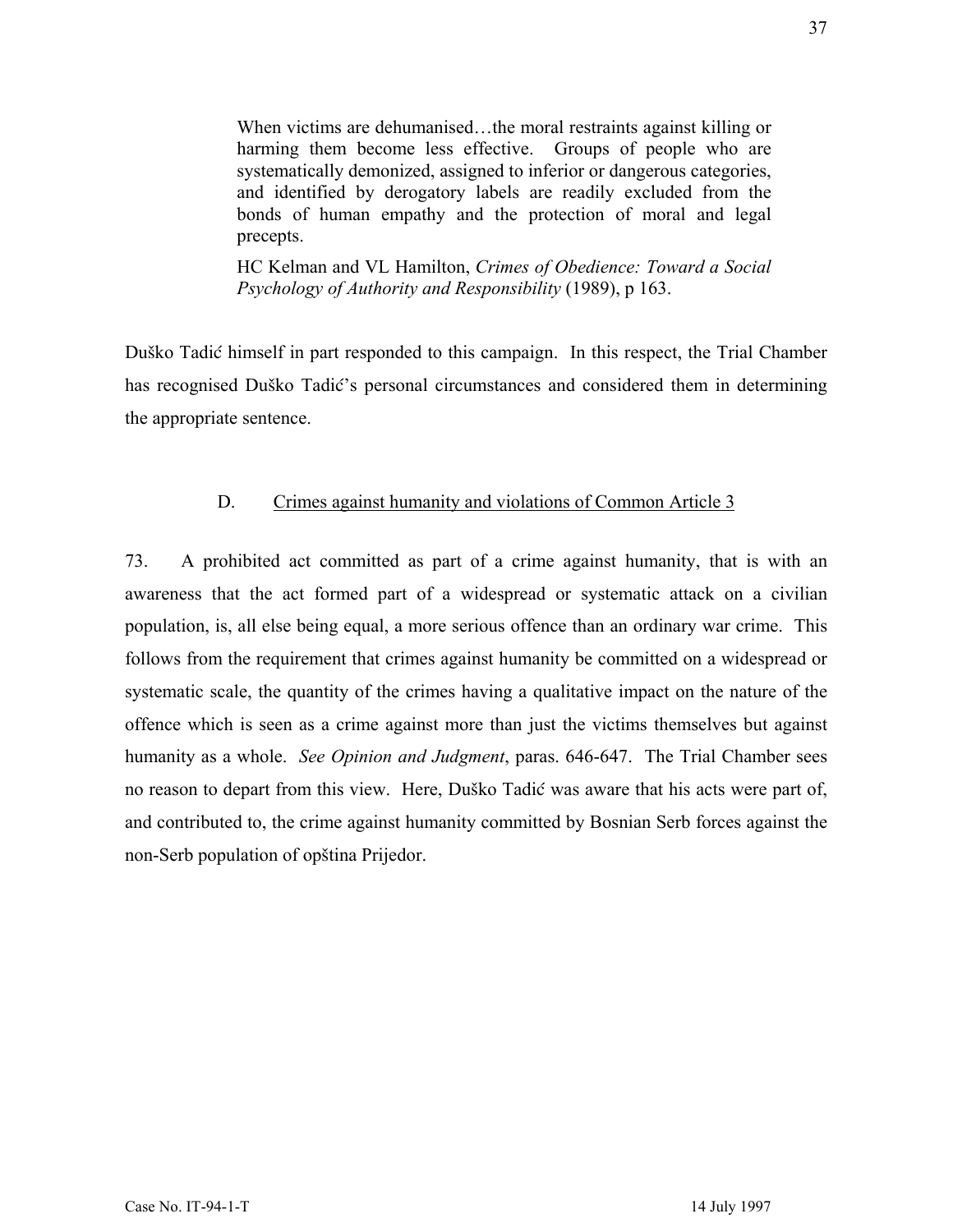> When victims are dehumanised…the moral restraints against killing or harming them become less effective. Groups of people who are systematically demonized, assigned to inferior or dangerous categories, and identified by derogatory labels are readily excluded from the bonds of human empathy and the protection of moral and legal precepts.
>
> HC Kelman and VL Hamilton, *Crimes of Obedience: Toward a Social Psychology of Authority and Responsibility* (1989), p 163.

Duško Tadić himself in part responded to this campaign. In this respect, the Trial Chamber has recognised Duško Tadić's personal circumstances and considered them in determining the appropriate sentence.

### D. Crimes against humanity and violations of Common Article 3

73. A prohibited act committed as part of a crime against humanity, that is with an awareness that the act formed part of a widespread or systematic attack on a civilian population, is, all else being equal, a more serious offence than an ordinary war crime. This follows from the requirement that crimes against humanity be committed on a widespread or systematic scale, the quantity of the crimes having a qualitative impact on the nature of the offence which is seen as a crime against more than just the victims themselves but against humanity as a whole. *See Opinion and Judgment*, paras. 646-647. The Trial Chamber sees no reason to depart from this view. Here, Duško Tadić was aware that his acts were part of, and contributed to, the crime against humanity committed by Bosnian Serb forces against the non-Serb population of opština Prijedor.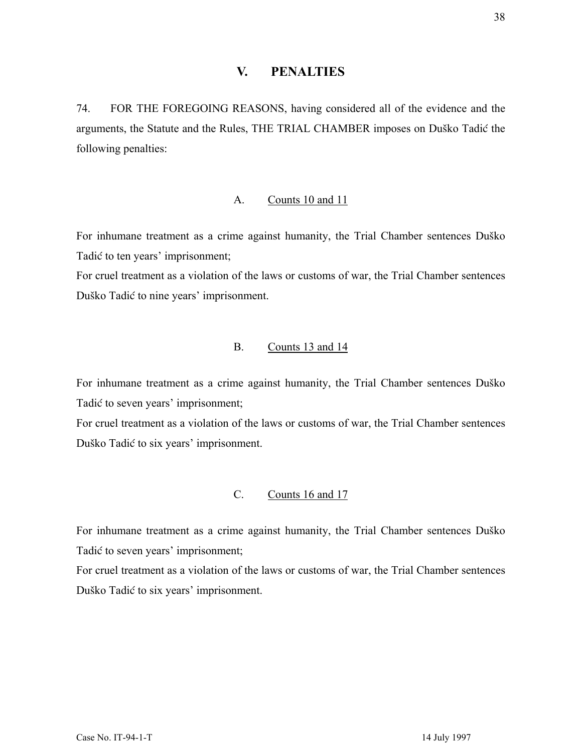## V. PENALTIES

74. FOR THE FOREGOING REASONS, having considered all of the evidence and the arguments, the Statute and the Rules, THE TRIAL CHAMBER imposes on Duško Tadić the following penalties:

### A. Counts 10 and 11

For inhumane treatment as a crime against humanity, the Trial Chamber sentences Duško Tadić to ten years' imprisonment;

For cruel treatment as a violation of the laws or customs of war, the Trial Chamber sentences Duško Tadić to nine years' imprisonment.

### B. Counts 13 and 14

For inhumane treatment as a crime against humanity, the Trial Chamber sentences Duško Tadić to seven years' imprisonment;

For cruel treatment as a violation of the laws or customs of war, the Trial Chamber sentences Duško Tadić to six years' imprisonment.

### C. Counts 16 and 17

For inhumane treatment as a crime against humanity, the Trial Chamber sentences Duško Tadić to seven years' imprisonment;

For cruel treatment as a violation of the laws or customs of war, the Trial Chamber sentences Duško Tadić to six years' imprisonment.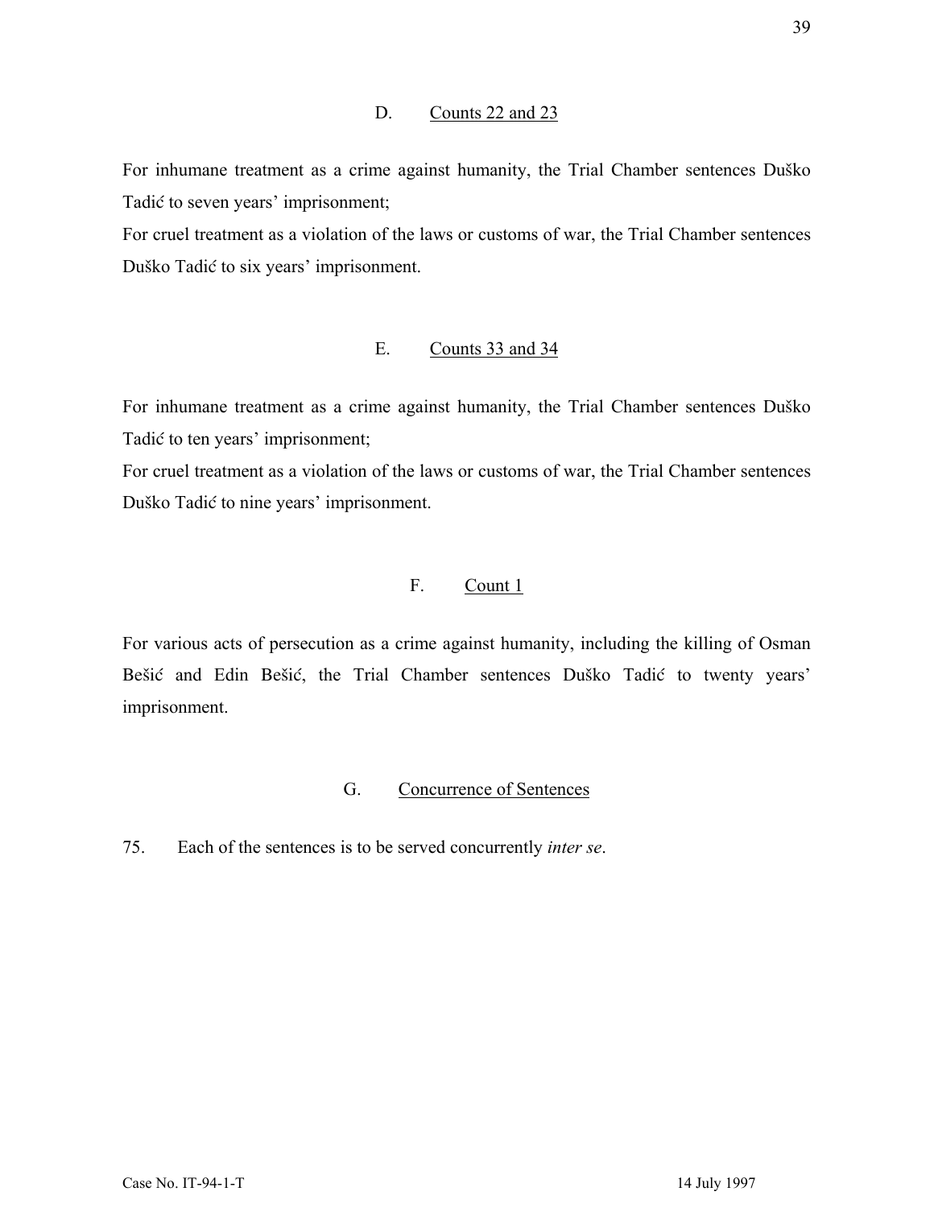### D. Counts 22 and 23

For inhumane treatment as a crime against humanity, the Trial Chamber sentences Duško Tadić to seven years' imprisonment;

For cruel treatment as a violation of the laws or customs of war, the Trial Chamber sentences Duško Tadić to six years' imprisonment.

### E. Counts 33 and 34

For inhumane treatment as a crime against humanity, the Trial Chamber sentences Duško Tadić to ten years' imprisonment;

For cruel treatment as a violation of the laws or customs of war, the Trial Chamber sentences Duško Tadić to nine years' imprisonment.

### F. Count 1

For various acts of persecution as a crime against humanity, including the killing of Osman Bešić and Edin Bešić, the Trial Chamber sentences Duško Tadić to twenty years' imprisonment.

### G. Concurrence of Sentences

75. Each of the sentences is to be served concurrently *inter se*.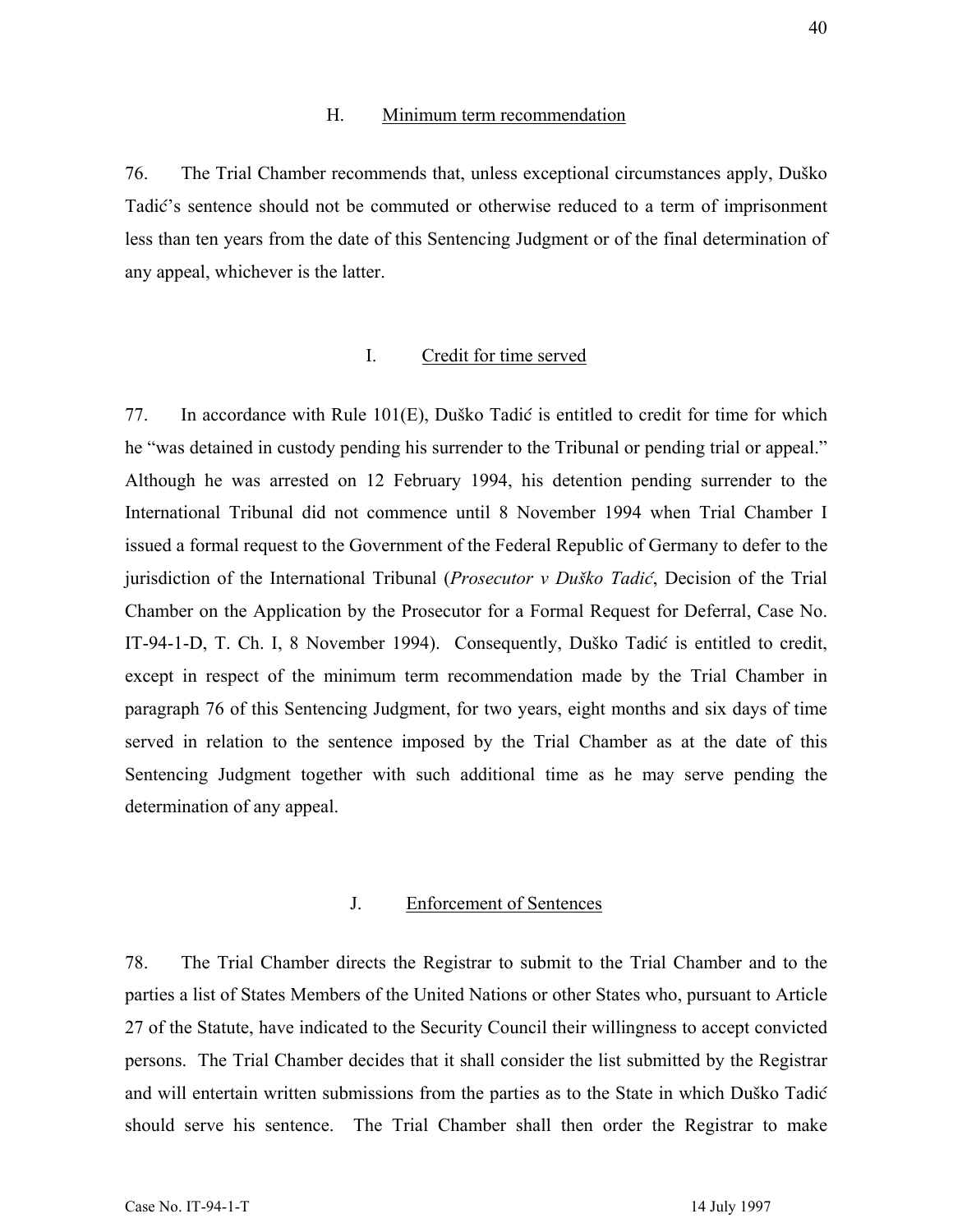## H. Minimum term recommendation

76. The Trial Chamber recommends that, unless exceptional circumstances apply, Duško Tadić's sentence should not be commuted or otherwise reduced to a term of imprisonment less than ten years from the date of this Sentencing Judgment or of the final determination of any appeal, whichever is the latter.

## I. Credit for time served

77. In accordance with Rule 101(E), Duško Tadić is entitled to credit for time for which he "was detained in custody pending his surrender to the Tribunal or pending trial or appeal." Although he was arrested on 12 February 1994, his detention pending surrender to the International Tribunal did not commence until 8 November 1994 when Trial Chamber I issued a formal request to the Government of the Federal Republic of Germany to defer to the jurisdiction of the International Tribunal (*Prosecutor v Duško Tadić*, Decision of the Trial Chamber on the Application by the Prosecutor for a Formal Request for Deferral, Case No. IT-94-1-D, T. Ch. I, 8 November 1994). Consequently, Duško Tadić is entitled to credit, except in respect of the minimum term recommendation made by the Trial Chamber in paragraph 76 of this Sentencing Judgment, for two years, eight months and six days of time served in relation to the sentence imposed by the Trial Chamber as at the date of this Sentencing Judgment together with such additional time as he may serve pending the determination of any appeal.

## J. Enforcement of Sentences

78. The Trial Chamber directs the Registrar to submit to the Trial Chamber and to the parties a list of States Members of the United Nations or other States who, pursuant to Article 27 of the Statute, have indicated to the Security Council their willingness to accept convicted persons. The Trial Chamber decides that it shall consider the list submitted by the Registrar and will entertain written submissions from the parties as to the State in which Duško Tadić should serve his sentence. The Trial Chamber shall then order the Registrar to make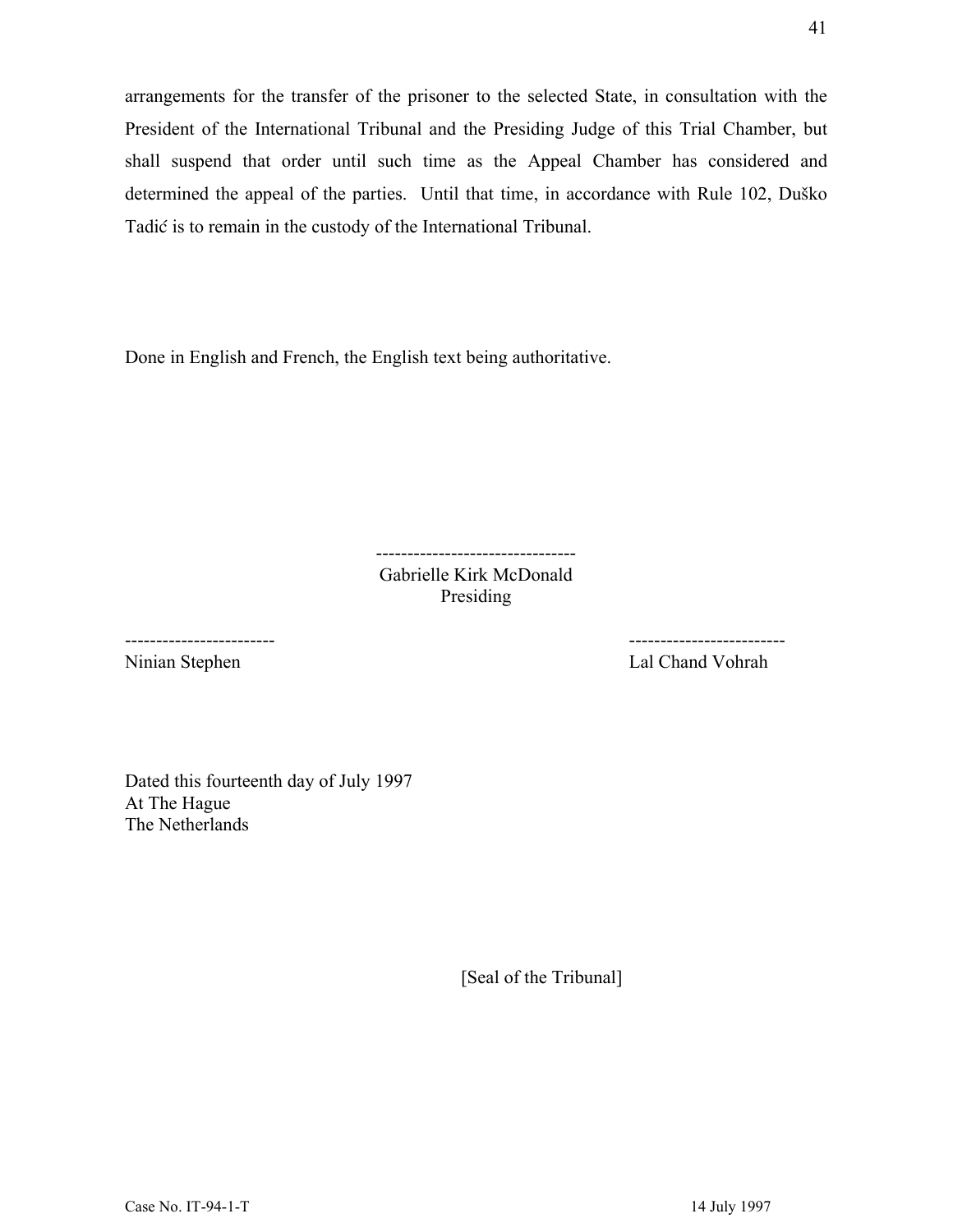arrangements for the transfer of the prisoner to the selected State, in consultation with the President of the International Tribunal and the Presiding Judge of this Trial Chamber, but shall suspend that order until such time as the Appeal Chamber has considered and determined the appeal of the parties. Until that time, in accordance with Rule 102, Duško Tadić is to remain in the custody of the International Tribunal.

Done in English and French, the English text being authoritative.

--------------------------------
Gabrielle Kirk McDonald
Presiding

------------------------
Ninian Stephen

-------------------------
Lal Chand Vohrah

Dated this fourteenth day of July 1997
At The Hague
The Netherlands

[Seal of the Tribunal]